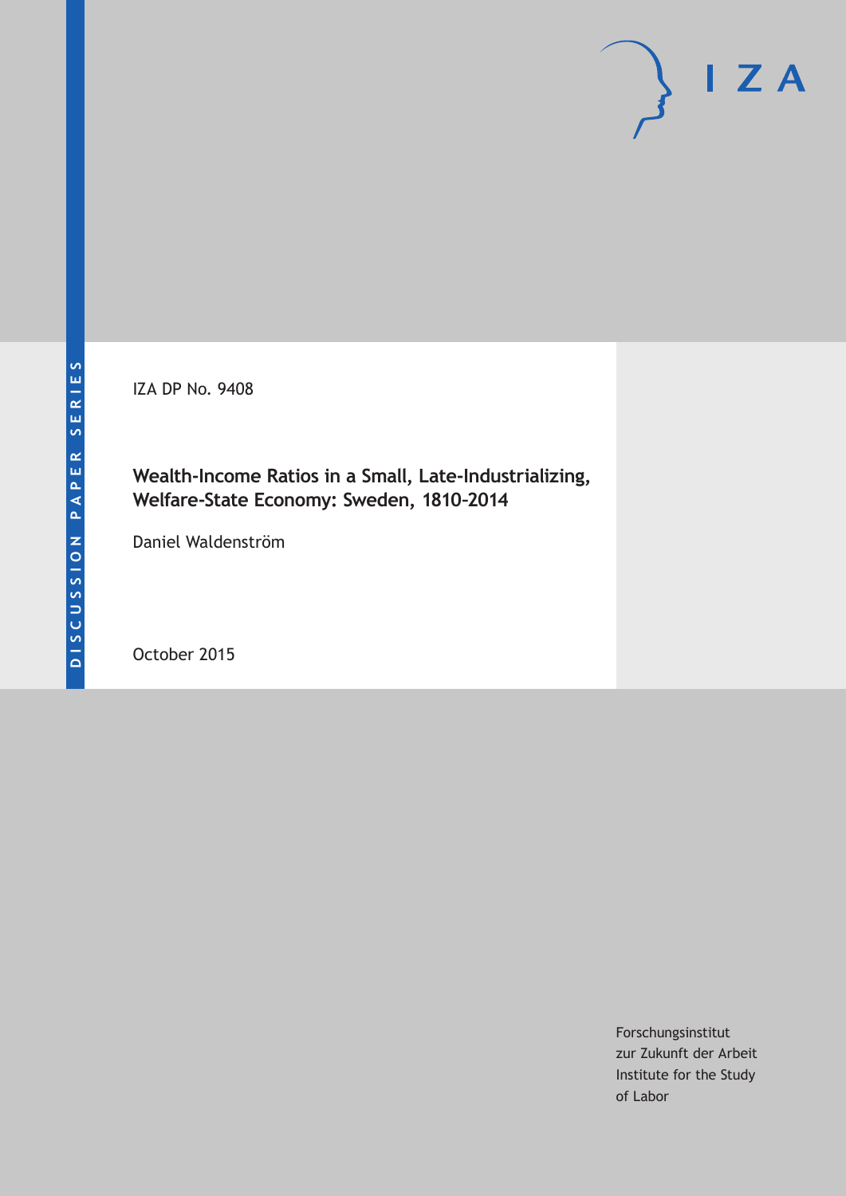DISCUSSION PAPER SERIES

IZA DP No. 9408

# Wealth-Income Ratios in a Small, Late-Industrializing, Welfare-State Economy: Sweden, 1810–2014

Daniel Waldenström

October 2015

Forschungsinstitut
zur Zukunft der Arbeit
Institute for the Study
of Labor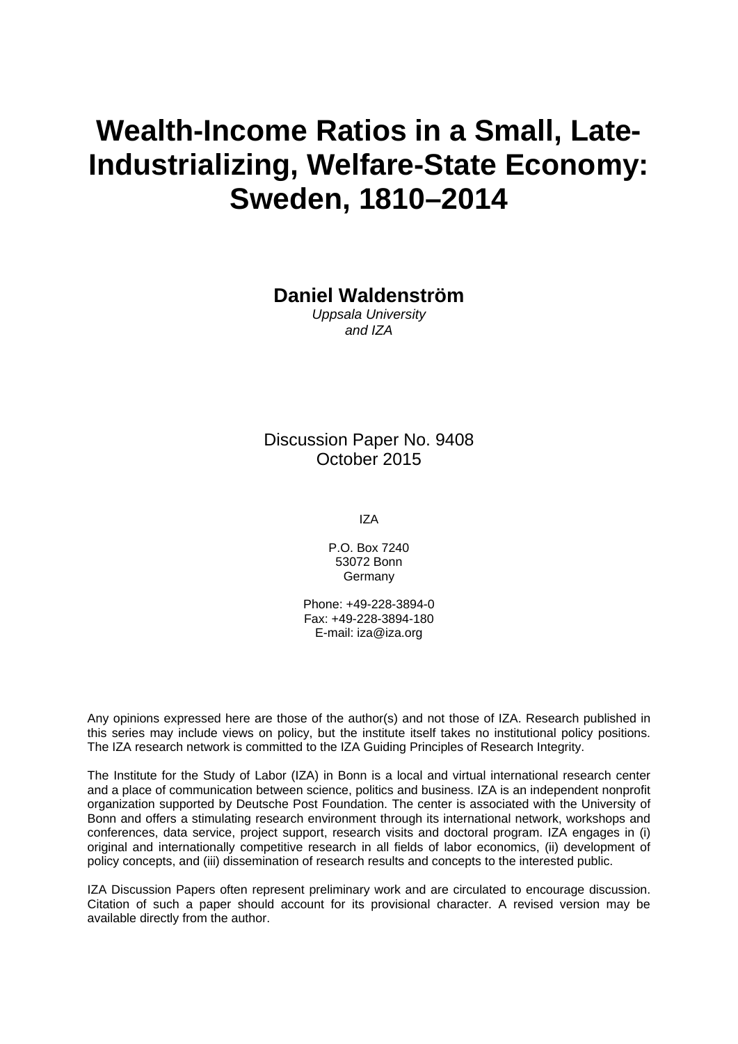# Wealth-Income Ratios in a Small, Late-Industrializing, Welfare-State Economy: Sweden, 1810–2014

**Daniel Waldenström**
*Uppsala University*
*and IZA*

Discussion Paper No. 9408
October 2015

IZA

P.O. Box 7240
53072 Bonn
Germany

Phone: +49-228-3894-0
Fax: +49-228-3894-180
E-mail: iza@iza.org

Any opinions expressed here are those of the author(s) and not those of IZA. Research published in this series may include views on policy, but the institute itself takes no institutional policy positions. The IZA research network is committed to the IZA Guiding Principles of Research Integrity.

The Institute for the Study of Labor (IZA) in Bonn is a local and virtual international research center and a place of communication between science, politics and business. IZA is an independent nonprofit organization supported by Deutsche Post Foundation. The center is associated with the University of Bonn and offers a stimulating research environment through its international network, workshops and conferences, data service, project support, research visits and doctoral program. IZA engages in (i) original and internationally competitive research in all fields of labor economics, (ii) development of policy concepts, and (iii) dissemination of research results and concepts to the interested public.

IZA Discussion Papers often represent preliminary work and are circulated to encourage discussion. Citation of such a paper should account for its provisional character. A revised version may be available directly from the author.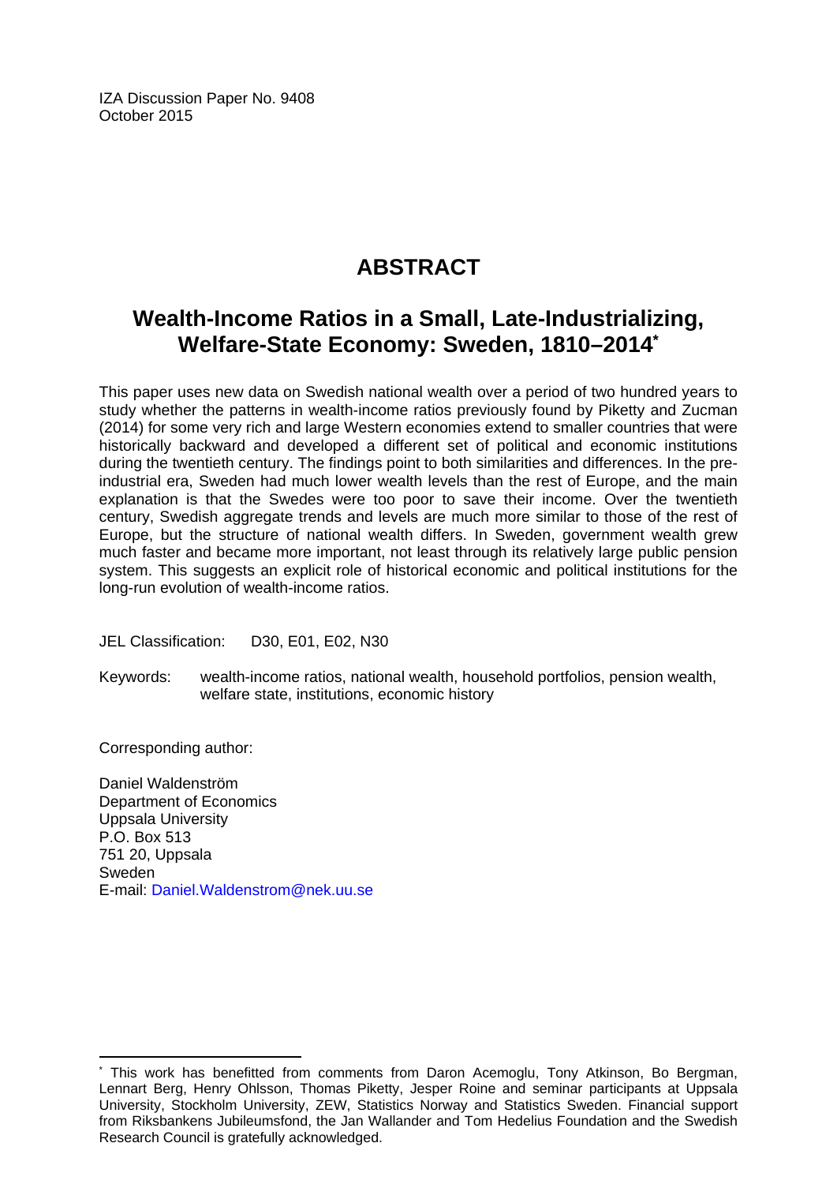IZA Discussion Paper No. 9408
October 2015

# ABSTRACT

## Wealth-Income Ratios in a Small, Late-Industrializing, Welfare-State Economy: Sweden, 1810–2014*

This paper uses new data on Swedish national wealth over a period of two hundred years to study whether the patterns in wealth-income ratios previously found by Piketty and Zucman (2014) for some very rich and large Western economies extend to smaller countries that were historically backward and developed a different set of political and economic institutions during the twentieth century. The findings point to both similarities and differences. In the pre-industrial era, Sweden had much lower wealth levels than the rest of Europe, and the main explanation is that the Swedes were too poor to save their income. Over the twentieth century, Swedish aggregate trends and levels are much more similar to those of the rest of Europe, but the structure of national wealth differs. In Sweden, government wealth grew much faster and became more important, not least through its relatively large public pension system. This suggests an explicit role of historical economic and political institutions for the long-run evolution of wealth-income ratios.

JEL Classification: D30, E01, E02, N30

Keywords: wealth-income ratios, national wealth, household portfolios, pension wealth, welfare state, institutions, economic history

Corresponding author:

Daniel Waldenström
Department of Economics
Uppsala University
P.O. Box 513
751 20, Uppsala
Sweden
E-mail: Daniel.Waldenstrom@nek.uu.se

---

* This work has benefitted from comments from Daron Acemoglu, Tony Atkinson, Bo Bergman, Lennart Berg, Henry Ohlsson, Thomas Piketty, Jesper Roine and seminar participants at Uppsala University, Stockholm University, ZEW, Statistics Norway and Statistics Sweden. Financial support from Riksbankens Jubileumsfond, the Jan Wallander and Tom Hedelius Foundation and the Swedish Research Council is gratefully acknowledged.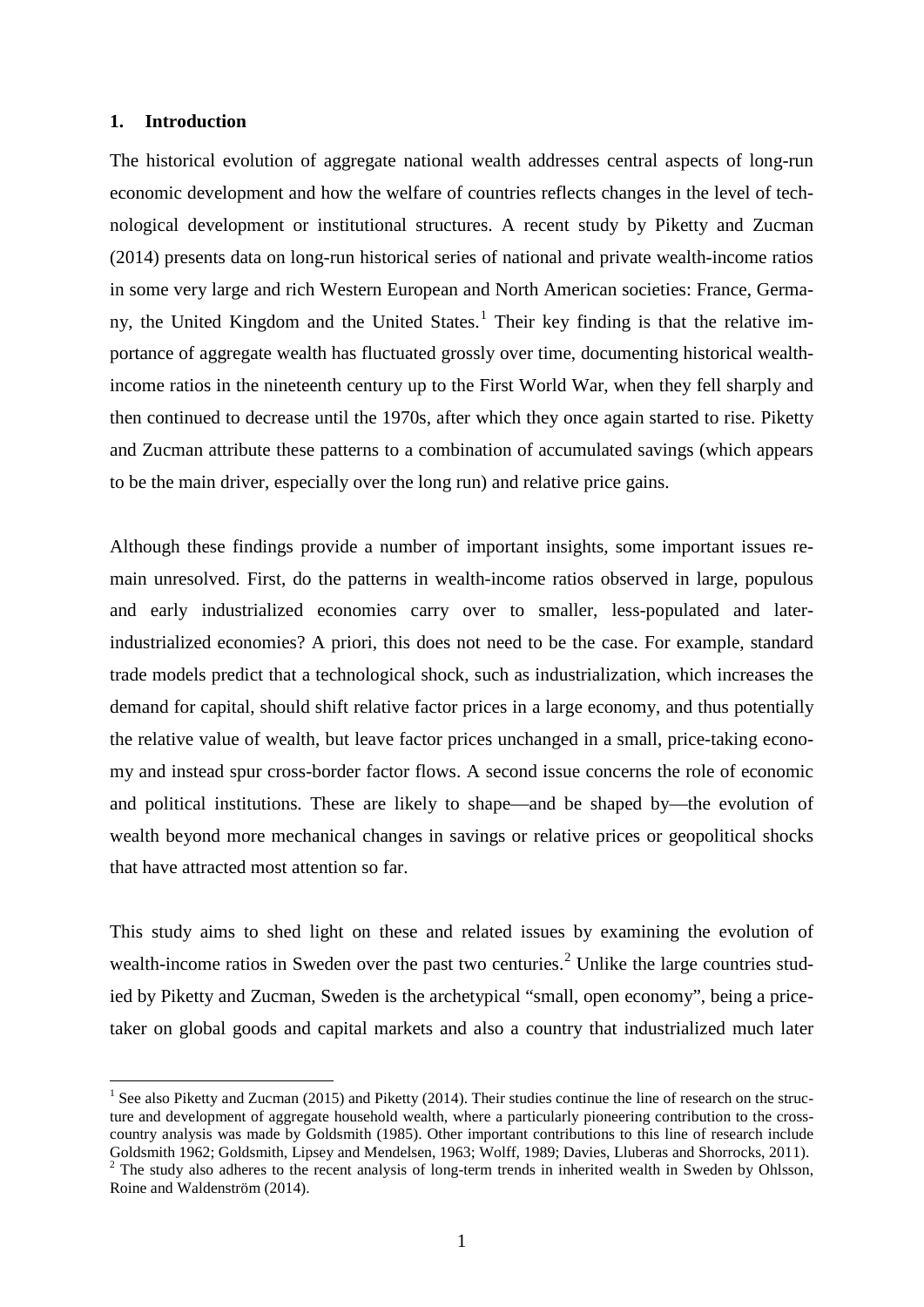## 1. Introduction

The historical evolution of aggregate national wealth addresses central aspects of long-run economic development and how the welfare of countries reflects changes in the level of technological development or institutional structures. A recent study by Piketty and Zucman (2014) presents data on long-run historical series of national and private wealth-income ratios in some very large and rich Western European and North American societies: France, Germany, the United Kingdom and the United States.[1] Their key finding is that the relative importance of aggregate wealth has fluctuated grossly over time, documenting historical wealth-income ratios in the nineteenth century up to the First World War, when they fell sharply and then continued to decrease until the 1970s, after which they once again started to rise. Piketty and Zucman attribute these patterns to a combination of accumulated savings (which appears to be the main driver, especially over the long run) and relative price gains.

Although these findings provide a number of important insights, some important issues remain unresolved. First, do the patterns in wealth-income ratios observed in large, populous and early industrialized economies carry over to smaller, less-populated and later-industrialized economies? A priori, this does not need to be the case. For example, standard trade models predict that a technological shock, such as industrialization, which increases the demand for capital, should shift relative factor prices in a large economy, and thus potentially the relative value of wealth, but leave factor prices unchanged in a small, price-taking economy and instead spur cross-border factor flows. A second issue concerns the role of economic and political institutions. These are likely to shape—and be shaped by—the evolution of wealth beyond more mechanical changes in savings or relative prices or geopolitical shocks that have attracted most attention so far.

This study aims to shed light on these and related issues by examining the evolution of wealth-income ratios in Sweden over the past two centuries.[2] Unlike the large countries studied by Piketty and Zucman, Sweden is the archetypical "small, open economy", being a price-taker on global goods and capital markets and also a country that industrialized much later

[1] See also Piketty and Zucman (2015) and Piketty (2014). Their studies continue the line of research on the structure and development of aggregate household wealth, where a particularly pioneering contribution to the cross-country analysis was made by Goldsmith (1985). Other important contributions to this line of research include Goldsmith 1962; Goldsmith, Lipsey and Mendelsen, 1963; Wolff, 1989; Davies, Lluberas and Shorrocks, 2011).

[2] The study also adheres to the recent analysis of long-term trends in inherited wealth in Sweden by Ohlsson, Roine and Waldenström (2014).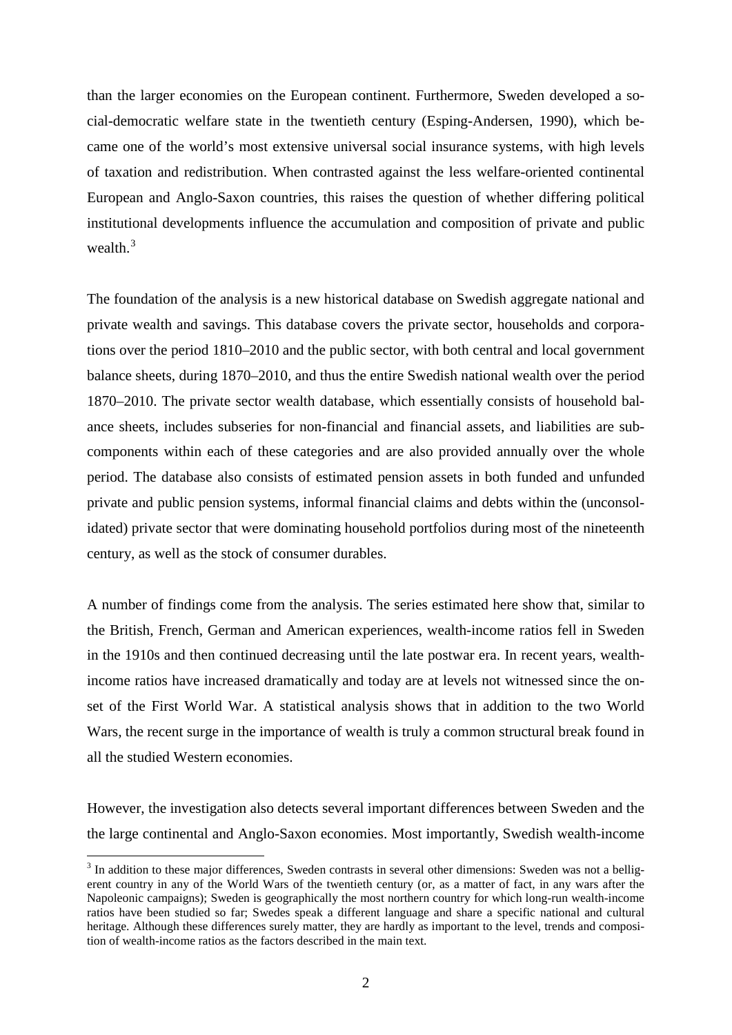than the larger economies on the European continent. Furthermore, Sweden developed a social-democratic welfare state in the twentieth century (Esping-Andersen, 1990), which became one of the world's most extensive universal social insurance systems, with high levels of taxation and redistribution. When contrasted against the less welfare-oriented continental European and Anglo-Saxon countries, this raises the question of whether differing political institutional developments influence the accumulation and composition of private and public wealth.[3]

The foundation of the analysis is a new historical database on Swedish aggregate national and private wealth and savings. This database covers the private sector, households and corporations over the period 1810–2010 and the public sector, with both central and local government balance sheets, during 1870–2010, and thus the entire Swedish national wealth over the period 1870–2010. The private sector wealth database, which essentially consists of household balance sheets, includes subseries for non-financial and financial assets, and liabilities are subcomponents within each of these categories and are also provided annually over the whole period. The database also consists of estimated pension assets in both funded and unfunded private and public pension systems, informal financial claims and debts within the (unconsolidated) private sector that were dominating household portfolios during most of the nineteenth century, as well as the stock of consumer durables.

A number of findings come from the analysis. The series estimated here show that, similar to the British, French, German and American experiences, wealth-income ratios fell in Sweden in the 1910s and then continued decreasing until the late postwar era. In recent years, wealth-income ratios have increased dramatically and today are at levels not witnessed since the onset of the First World War. A statistical analysis shows that in addition to the two World Wars, the recent surge in the importance of wealth is truly a common structural break found in all the studied Western economies.

However, the investigation also detects several important differences between Sweden and the the large continental and Anglo-Saxon economies. Most importantly, Swedish wealth-income

[3] In addition to these major differences, Sweden contrasts in several other dimensions: Sweden was not a belligerent country in any of the World Wars of the twentieth century (or, as a matter of fact, in any wars after the Napoleonic campaigns); Sweden is geographically the most northern country for which long-run wealth-income ratios have been studied so far; Swedes speak a different language and share a specific national and cultural heritage. Although these differences surely matter, they are hardly as important to the level, trends and composition of wealth-income ratios as the factors described in the main text.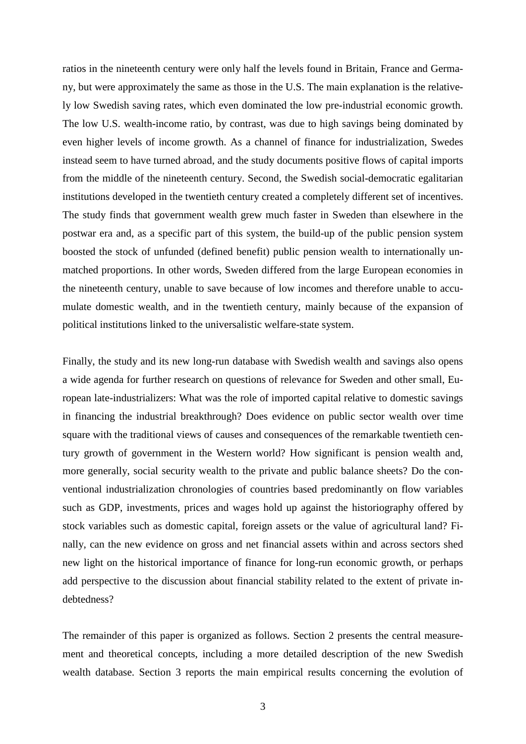ratios in the nineteenth century were only half the levels found in Britain, France and Germany, but were approximately the same as those in the U.S. The main explanation is the relatively low Swedish saving rates, which even dominated the low pre-industrial economic growth. The low U.S. wealth-income ratio, by contrast, was due to high savings being dominated by even higher levels of income growth. As a channel of finance for industrialization, Swedes instead seem to have turned abroad, and the study documents positive flows of capital imports from the middle of the nineteenth century. Second, the Swedish social-democratic egalitarian institutions developed in the twentieth century created a completely different set of incentives. The study finds that government wealth grew much faster in Sweden than elsewhere in the postwar era and, as a specific part of this system, the build-up of the public pension system boosted the stock of unfunded (defined benefit) public pension wealth to internationally unmatched proportions. In other words, Sweden differed from the large European economies in the nineteenth century, unable to save because of low incomes and therefore unable to accumulate domestic wealth, and in the twentieth century, mainly because of the expansion of political institutions linked to the universalistic welfare-state system.

Finally, the study and its new long-run database with Swedish wealth and savings also opens a wide agenda for further research on questions of relevance for Sweden and other small, European late-industrializers: What was the role of imported capital relative to domestic savings in financing the industrial breakthrough? Does evidence on public sector wealth over time square with the traditional views of causes and consequences of the remarkable twentieth century growth of government in the Western world? How significant is pension wealth and, more generally, social security wealth to the private and public balance sheets? Do the conventional industrialization chronologies of countries based predominantly on flow variables such as GDP, investments, prices and wages hold up against the historiography offered by stock variables such as domestic capital, foreign assets or the value of agricultural land? Finally, can the new evidence on gross and net financial assets within and across sectors shed new light on the historical importance of finance for long-run economic growth, or perhaps add perspective to the discussion about financial stability related to the extent of private indebtedness?

The remainder of this paper is organized as follows. Section 2 presents the central measurement and theoretical concepts, including a more detailed description of the new Swedish wealth database. Section 3 reports the main empirical results concerning the evolution of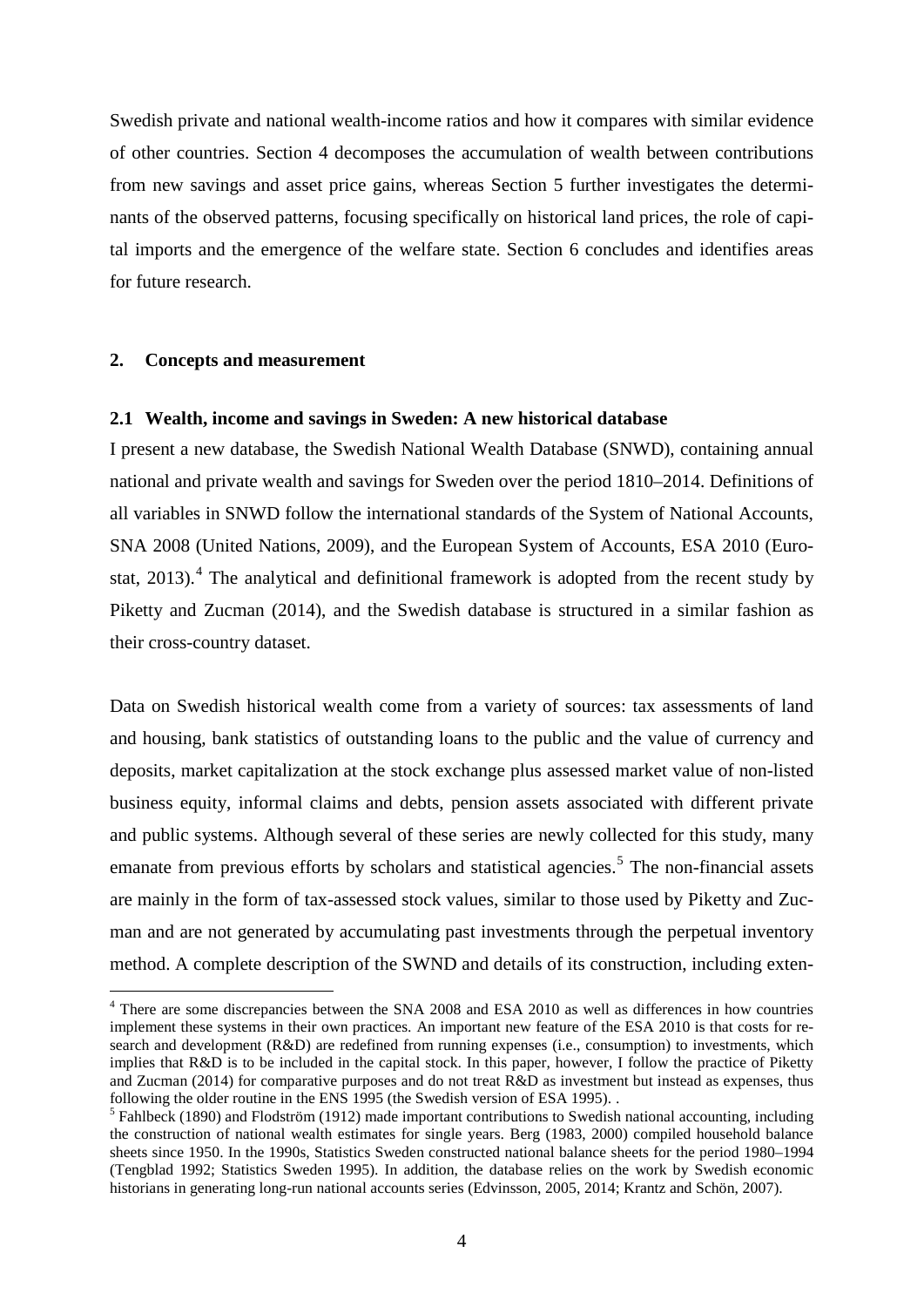Swedish private and national wealth-income ratios and how it compares with similar evidence of other countries. Section 4 decomposes the accumulation of wealth between contributions from new savings and asset price gains, whereas Section 5 further investigates the determinants of the observed patterns, focusing specifically on historical land prices, the role of capital imports and the emergence of the welfare state. Section 6 concludes and identifies areas for future research.

## 2. Concepts and measurement

### 2.1 Wealth, income and savings in Sweden: A new historical database

I present a new database, the Swedish National Wealth Database (SNWD), containing annual national and private wealth and savings for Sweden over the period 1810–2014. Definitions of all variables in SNWD follow the international standards of the System of National Accounts, SNA 2008 (United Nations, 2009), and the European System of Accounts, ESA 2010 (Eurostat, 2013).[4] The analytical and definitional framework is adopted from the recent study by Piketty and Zucman (2014), and the Swedish database is structured in a similar fashion as their cross-country dataset.

Data on Swedish historical wealth come from a variety of sources: tax assessments of land and housing, bank statistics of outstanding loans to the public and the value of currency and deposits, market capitalization at the stock exchange plus assessed market value of non-listed business equity, informal claims and debts, pension assets associated with different private and public systems. Although several of these series are newly collected for this study, many emanate from previous efforts by scholars and statistical agencies.[5] The non-financial assets are mainly in the form of tax-assessed stock values, similar to those used by Piketty and Zucman and are not generated by accumulating past investments through the perpetual inventory method. A complete description of the SWND and details of its construction, including exten-

[4] There are some discrepancies between the SNA 2008 and ESA 2010 as well as differences in how countries implement these systems in their own practices. An important new feature of the ESA 2010 is that costs for research and development (R&D) are redefined from running expenses (i.e., consumption) to investments, which implies that R&D is to be included in the capital stock. In this paper, however, I follow the practice of Piketty and Zucman (2014) for comparative purposes and do not treat R&D as investment but instead as expenses, thus following the older routine in the ENS 1995 (the Swedish version of ESA 1995). .

[5] Fahlbeck (1890) and Flodström (1912) made important contributions to Swedish national accounting, including the construction of national wealth estimates for single years. Berg (1983, 2000) compiled household balance sheets since 1950. In the 1990s, Statistics Sweden constructed national balance sheets for the period 1980–1994 (Tengblad 1992; Statistics Sweden 1995). In addition, the database relies on the work by Swedish economic historians in generating long-run national accounts series (Edvinsson, 2005, 2014; Krantz and Schön, 2007).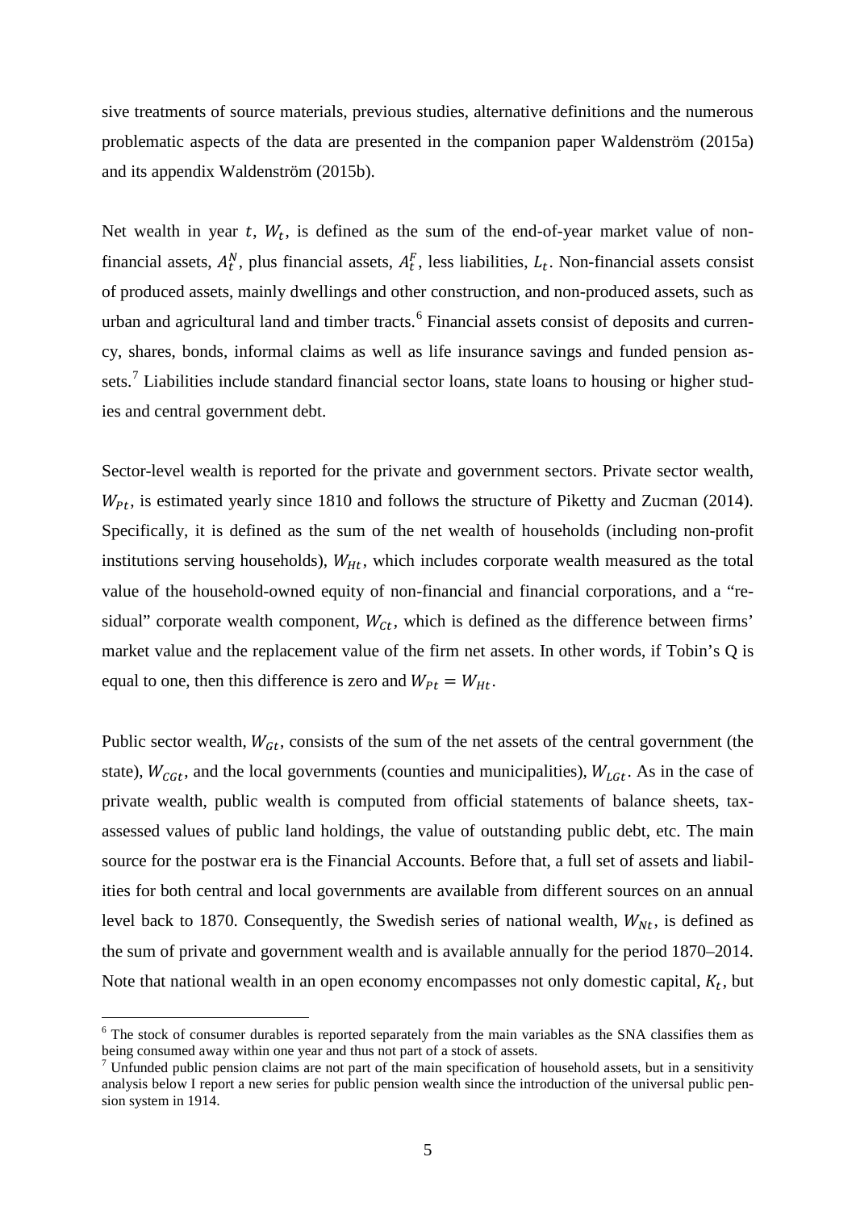sive treatments of source materials, previous studies, alternative definitions and the numerous problematic aspects of the data are presented in the companion paper Waldenström (2015a) and its appendix Waldenström (2015b).

Net wealth in year $t$, $W_t$, is defined as the sum of the end-of-year market value of non-financial assets, $A_t^N$, plus financial assets, $A_t^F$, less liabilities, $L_t$. Non-financial assets consist of produced assets, mainly dwellings and other construction, and non-produced assets, such as urban and agricultural land and timber tracts.[6] Financial assets consist of deposits and currency, shares, bonds, informal claims as well as life insurance savings and funded pension assets.[7] Liabilities include standard financial sector loans, state loans to housing or higher studies and central government debt.

Sector-level wealth is reported for the private and government sectors. Private sector wealth, $W_{Pt}$, is estimated yearly since 1810 and follows the structure of Piketty and Zucman (2014). Specifically, it is defined as the sum of the net wealth of households (including non-profit institutions serving households), $W_{Ht}$, which includes corporate wealth measured as the total value of the household-owned equity of non-financial and financial corporations, and a "residual" corporate wealth component, $W_{Ct}$, which is defined as the difference between firms' market value and the replacement value of the firm net assets. In other words, if Tobin's Q is equal to one, then this difference is zero and $W_{Pt} = W_{Ht}$.

Public sector wealth, $W_{Gt}$, consists of the sum of the net assets of the central government (the state), $W_{CGt}$, and the local governments (counties and municipalities), $W_{LGt}$. As in the case of private wealth, public wealth is computed from official statements of balance sheets, tax-assessed values of public land holdings, the value of outstanding public debt, etc. The main source for the postwar era is the Financial Accounts. Before that, a full set of assets and liabilities for both central and local governments are available from different sources on an annual level back to 1870. Consequently, the Swedish series of national wealth, $W_{Nt}$, is defined as the sum of private and government wealth and is available annually for the period 1870–2014. Note that national wealth in an open economy encompasses not only domestic capital, $K_t$, but

[6] The stock of consumer durables is reported separately from the main variables as the SNA classifies them as being consumed away within one year and thus not part of a stock of assets.

[7] Unfunded public pension claims are not part of the main specification of household assets, but in a sensitivity analysis below I report a new series for public pension wealth since the introduction of the universal public pension system in 1914.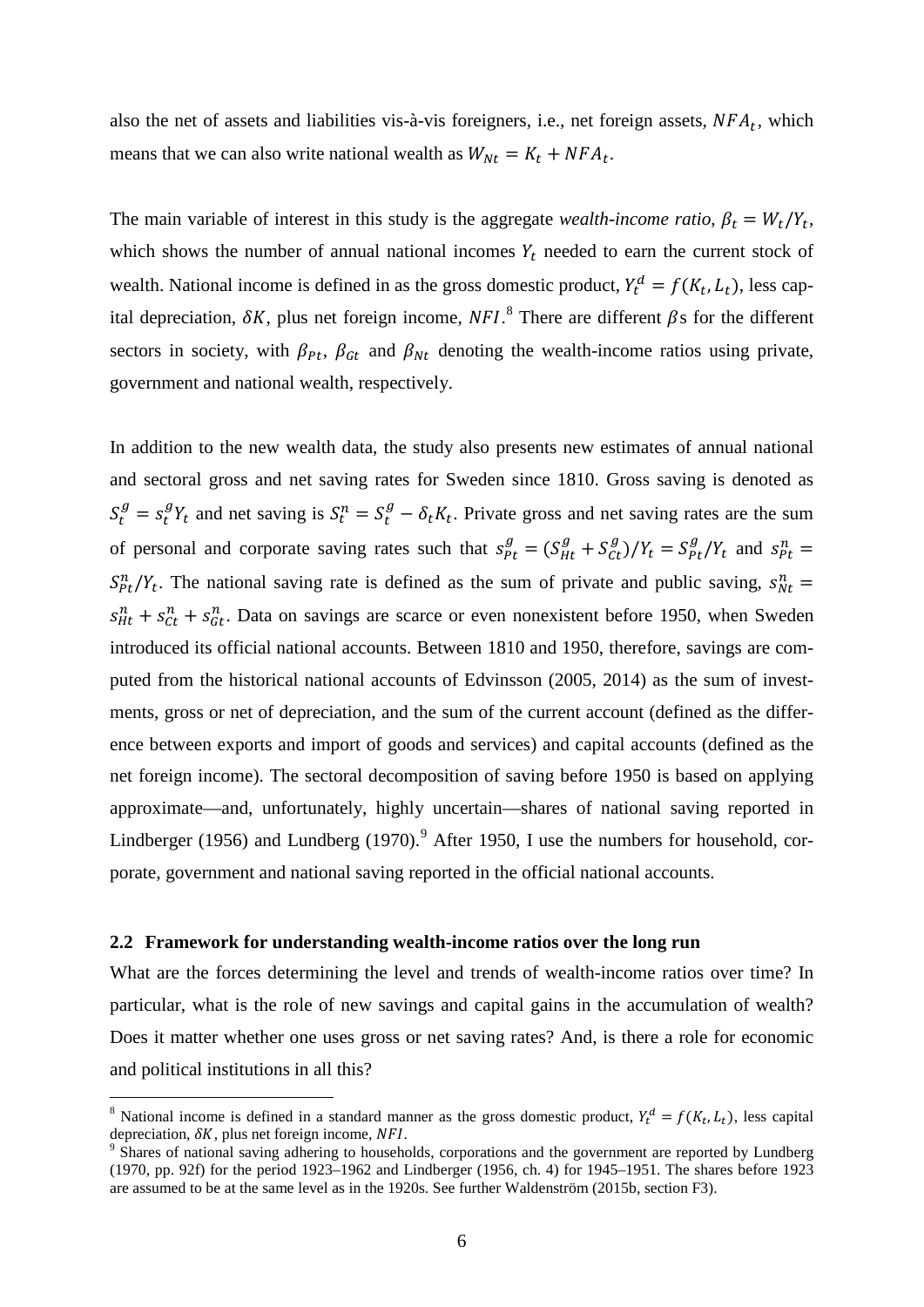also the net of assets and liabilities vis-à-vis foreigners, i.e., net foreign assets, $NFA_t$, which means that we can also write national wealth as $W_{Nt} = K_t + NFA_t$.

The main variable of interest in this study is the aggregate *wealth-income ratio*, $\beta_t = W_t/Y_t$, which shows the number of annual national incomes $Y_t$ needed to earn the current stock of wealth. National income is defined in as the gross domestic product, $Y_t^d = f(K_t, L_t)$, less capital depreciation, $\delta K$, plus net foreign income, $NFI$.[8] There are different $\beta$s for the different sectors in society, with $\beta_{Pt}$, $\beta_{Gt}$ and $\beta_{Nt}$ denoting the wealth-income ratios using private, government and national wealth, respectively.

In addition to the new wealth data, the study also presents new estimates of annual national and sectoral gross and net saving rates for Sweden since 1810. Gross saving is denoted as $S_t^g = s_t^g Y_t$ and net saving is $S_t^n = S_t^g - \delta_t K_t$. Private gross and net saving rates are the sum of personal and corporate saving rates such that $s_{Pt}^g = (S_{Ht}^g + S_{Ct}^g)/Y_t = S_{Pt}^g/Y_t$ and $s_{Pt}^n = S_{Pt}^n/Y_t$. The national saving rate is defined as the sum of private and public saving, $s_{Nt}^n = s_{Ht}^n + s_{Ct}^n + s_{Gt}^n$. Data on savings are scarce or even nonexistent before 1950, when Sweden introduced its official national accounts. Between 1810 and 1950, therefore, savings are computed from the historical national accounts of Edvinsson (2005, 2014) as the sum of investments, gross or net of depreciation, and the sum of the current account (defined as the difference between exports and import of goods and services) and capital accounts (defined as the net foreign income). The sectoral decomposition of saving before 1950 is based on applying approximate—and, unfortunately, highly uncertain—shares of national saving reported in Lindberger (1956) and Lundberg (1970).[9] After 1950, I use the numbers for household, corporate, government and national saving reported in the official national accounts.

### 2.2 Framework for understanding wealth-income ratios over the long run

What are the forces determining the level and trends of wealth-income ratios over time? In particular, what is the role of new savings and capital gains in the accumulation of wealth? Does it matter whether one uses gross or net saving rates? And, is there a role for economic and political institutions in all this?

---

[8] National income is defined in a standard manner as the gross domestic product, $Y_t^d = f(K_t, L_t)$, less capital depreciation, $\delta K$, plus net foreign income, $NFI$.

[9] Shares of national saving adhering to households, corporations and the government are reported by Lundberg (1970, pp. 92f) for the period 1923–1962 and Lindberger (1956, ch. 4) for 1945–1951. The shares before 1923 are assumed to be at the same level as in the 1920s. See further Waldenström (2015b, section F3).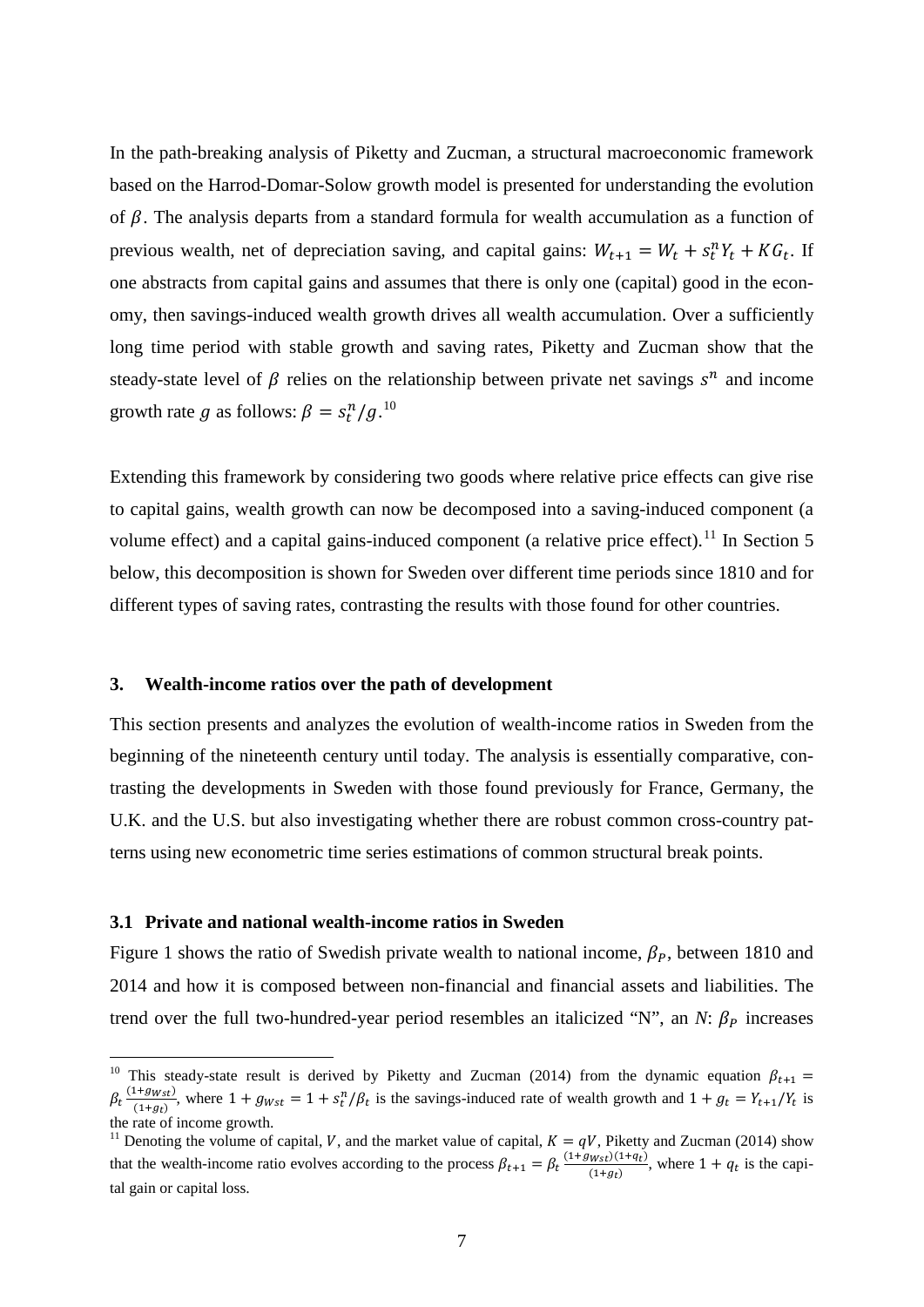In the path-breaking analysis of Piketty and Zucman, a structural macroeconomic framework based on the Harrod-Domar-Solow growth model is presented for understanding the evolution of $\beta$. The analysis departs from a standard formula for wealth accumulation as a function of previous wealth, net of depreciation saving, and capital gains: $W_{t+1} = W_t + s_t^n Y_t + KG_t$. If one abstracts from capital gains and assumes that there is only one (capital) good in the economy, then savings-induced wealth growth drives all wealth accumulation. Over a sufficiently long time period with stable growth and saving rates, Piketty and Zucman show that the steady-state level of $\beta$ relies on the relationship between private net savings $s^n$ and income growth rate $g$ as follows: $\beta = s_t^n / g$.[10]

Extending this framework by considering two goods where relative price effects can give rise to capital gains, wealth growth can now be decomposed into a saving-induced component (a volume effect) and a capital gains-induced component (a relative price effect).[11] In Section 5 below, this decomposition is shown for Sweden over different time periods since 1810 and for different types of saving rates, contrasting the results with those found for other countries.

## 3. Wealth-income ratios over the path of development

This section presents and analyzes the evolution of wealth-income ratios in Sweden from the beginning of the nineteenth century until today. The analysis is essentially comparative, contrasting the developments in Sweden with those found previously for France, Germany, the U.K. and the U.S. but also investigating whether there are robust common cross-country patterns using new econometric time series estimations of common structural break points.

### 3.1 Private and national wealth-income ratios in Sweden

Figure 1 shows the ratio of Swedish private wealth to national income, $\beta_P$, between 1810 and 2014 and how it is composed between non-financial and financial assets and liabilities. The trend over the full two-hundred-year period resembles an italicized "N", an *N*: $\beta_P$ increases

---

[10] This steady-state result is derived by Piketty and Zucman (2014) from the dynamic equation $\beta_{t+1} = \beta_t \frac{(1+g_{Wst})}{(1+g_t)}$, where $1 + g_{Wst} = 1 + s_t^n / \beta_t$ is the savings-induced rate of wealth growth and $1 + g_t = Y_{t+1}/Y_t$ is the rate of income growth.

[11] Denoting the volume of capital, $V$, and the market value of capital, $K = qV$, Piketty and Zucman (2014) show that the wealth-income ratio evolves according to the process $\beta_{t+1} = \beta_t \frac{(1+g_{Wst})(1+q_t)}{(1+g_t)}$, where $1 + q_t$ is the capital gain or capital loss.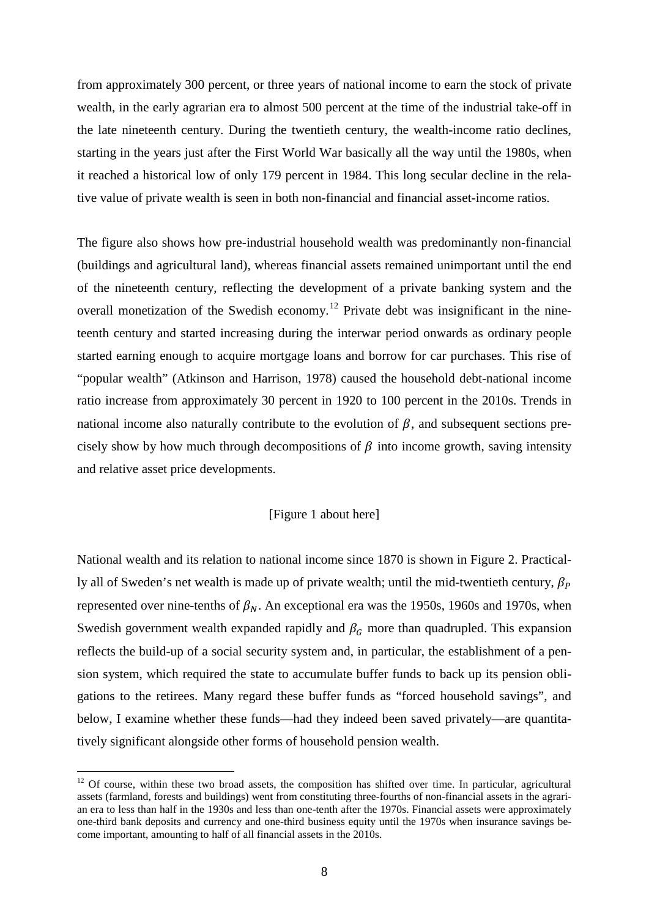from approximately 300 percent, or three years of national income to earn the stock of private wealth, in the early agrarian era to almost 500 percent at the time of the industrial take-off in the late nineteenth century. During the twentieth century, the wealth-income ratio declines, starting in the years just after the First World War basically all the way until the 1980s, when it reached a historical low of only 179 percent in 1984. This long secular decline in the relative value of private wealth is seen in both non-financial and financial asset-income ratios.

The figure also shows how pre-industrial household wealth was predominantly non-financial (buildings and agricultural land), whereas financial assets remained unimportant until the end of the nineteenth century, reflecting the development of a private banking system and the overall monetization of the Swedish economy.[12] Private debt was insignificant in the nineteenth century and started increasing during the interwar period onwards as ordinary people started earning enough to acquire mortgage loans and borrow for car purchases. This rise of "popular wealth" (Atkinson and Harrison, 1978) caused the household debt-national income ratio increase from approximately 30 percent in 1920 to 100 percent in the 2010s. Trends in national income also naturally contribute to the evolution of $\beta$, and subsequent sections precisely show by how much through decompositions of $\beta$ into income growth, saving intensity and relative asset price developments.

[Figure 1 about here]

National wealth and its relation to national income since 1870 is shown in Figure 2. Practically all of Sweden's net wealth is made up of private wealth; until the mid-twentieth century, $\beta_P$ represented over nine-tenths of $\beta_N$. An exceptional era was the 1950s, 1960s and 1970s, when Swedish government wealth expanded rapidly and $\beta_G$ more than quadrupled. This expansion reflects the build-up of a social security system and, in particular, the establishment of a pension system, which required the state to accumulate buffer funds to back up its pension obligations to the retirees. Many regard these buffer funds as "forced household savings", and below, I examine whether these funds—had they indeed been saved privately—are quantitatively significant alongside other forms of household pension wealth.

[12] Of course, within these two broad assets, the composition has shifted over time. In particular, agricultural assets (farmland, forests and buildings) went from constituting three-fourths of non-financial assets in the agrarian era to less than half in the 1930s and less than one-tenth after the 1970s. Financial assets were approximately one-third bank deposits and currency and one-third business equity until the 1970s when insurance savings become important, amounting to half of all financial assets in the 2010s.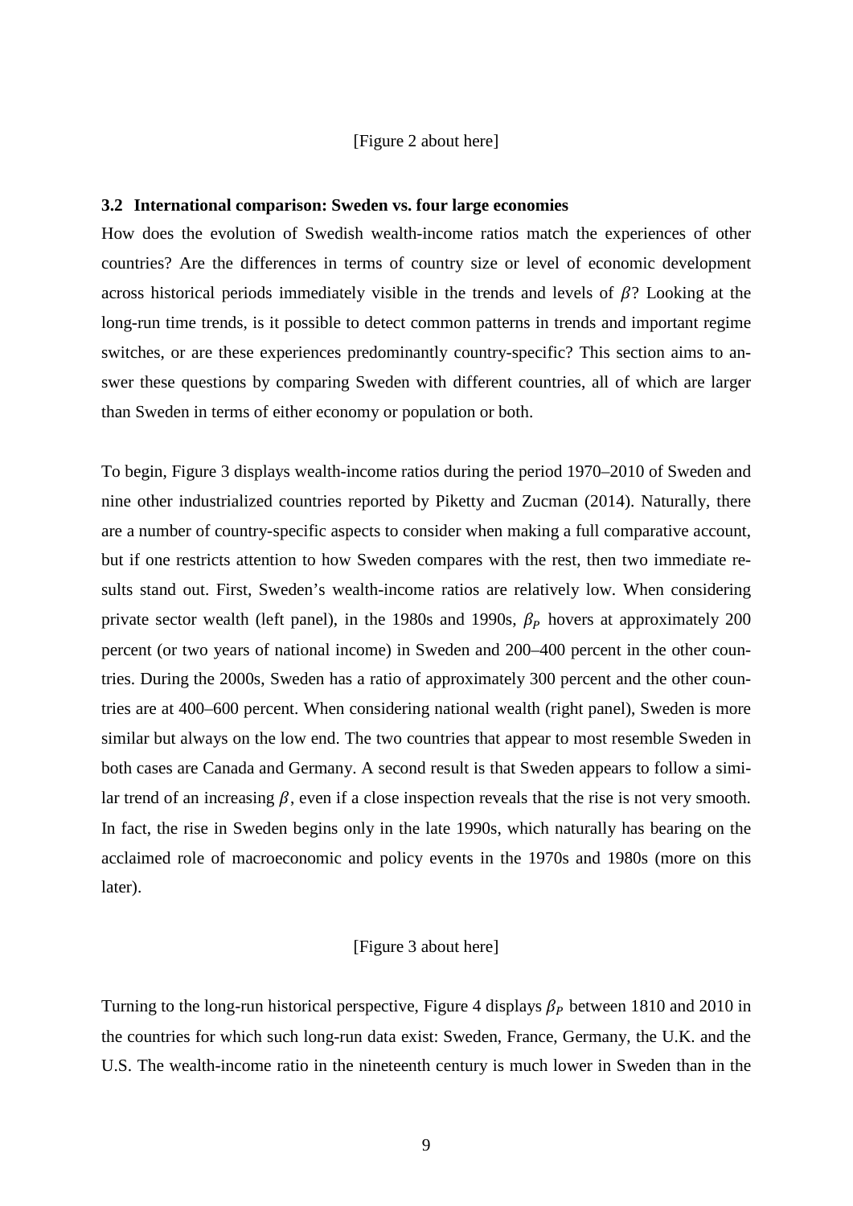[Figure 2 about here]

### 3.2 International comparison: Sweden vs. four large economies

How does the evolution of Swedish wealth-income ratios match the experiences of other countries? Are the differences in terms of country size or level of economic development across historical periods immediately visible in the trends and levels of $\beta$? Looking at the long-run time trends, is it possible to detect common patterns in trends and important regime switches, or are these experiences predominantly country-specific? This section aims to answer these questions by comparing Sweden with different countries, all of which are larger than Sweden in terms of either economy or population or both.

To begin, Figure 3 displays wealth-income ratios during the period 1970–2010 of Sweden and nine other industrialized countries reported by Piketty and Zucman (2014). Naturally, there are a number of country-specific aspects to consider when making a full comparative account, but if one restricts attention to how Sweden compares with the rest, then two immediate results stand out. First, Sweden's wealth-income ratios are relatively low. When considering private sector wealth (left panel), in the 1980s and 1990s, $\beta_P$ hovers at approximately 200 percent (or two years of national income) in Sweden and 200–400 percent in the other countries. During the 2000s, Sweden has a ratio of approximately 300 percent and the other countries are at 400–600 percent. When considering national wealth (right panel), Sweden is more similar but always on the low end. The two countries that appear to most resemble Sweden in both cases are Canada and Germany. A second result is that Sweden appears to follow a similar trend of an increasing $\beta$, even if a close inspection reveals that the rise is not very smooth. In fact, the rise in Sweden begins only in the late 1990s, which naturally has bearing on the acclaimed role of macroeconomic and policy events in the 1970s and 1980s (more on this later).

[Figure 3 about here]

Turning to the long-run historical perspective, Figure 4 displays $\beta_P$ between 1810 and 2010 in the countries for which such long-run data exist: Sweden, France, Germany, the U.K. and the U.S. The wealth-income ratio in the nineteenth century is much lower in Sweden than in the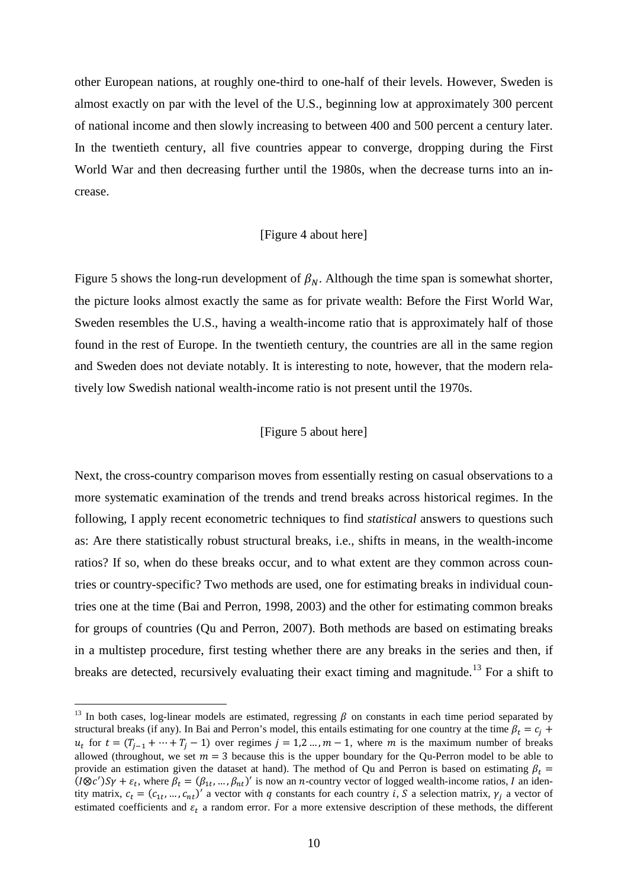other European nations, at roughly one-third to one-half of their levels. However, Sweden is almost exactly on par with the level of the U.S., beginning low at approximately 300 percent of national income and then slowly increasing to between 400 and 500 percent a century later. In the twentieth century, all five countries appear to converge, dropping during the First World War and then decreasing further until the 1980s, when the decrease turns into an increase.

[Figure 4 about here]

Figure 5 shows the long-run development of $\beta_N$. Although the time span is somewhat shorter, the picture looks almost exactly the same as for private wealth: Before the First World War, Sweden resembles the U.S., having a wealth-income ratio that is approximately half of those found in the rest of Europe. In the twentieth century, the countries are all in the same region and Sweden does not deviate notably. It is interesting to note, however, that the modern relatively low Swedish national wealth-income ratio is not present until the 1970s.

[Figure 5 about here]

Next, the cross-country comparison moves from essentially resting on casual observations to a more systematic examination of the trends and trend breaks across historical regimes. In the following, I apply recent econometric techniques to find *statistical* answers to questions such as: Are there statistically robust structural breaks, i.e., shifts in means, in the wealth-income ratios? If so, when do these breaks occur, and to what extent are they common across countries or country-specific? Two methods are used, one for estimating breaks in individual countries one at the time (Bai and Perron, 1998, 2003) and the other for estimating common breaks for groups of countries (Qu and Perron, 2007). Both methods are based on estimating breaks in a multistep procedure, first testing whether there are any breaks in the series and then, if breaks are detected, recursively evaluating their exact timing and magnitude.[13] For a shift to

[13] In both cases, log-linear models are estimated, regressing $\beta$ on constants in each time period separated by structural breaks (if any). In Bai and Perron's model, this entails estimating for one country at the time $\beta_t = c_j + u_t$ for $t = (T_{j-1} + \dots + T_j - 1)$ over regimes $j = 1,2 \dots, m-1$, where $m$ is the maximum number of breaks allowed (throughout, we set $m = 3$ because this is the upper boundary for the Qu-Perron model to be able to provide an estimation given the dataset at hand). The method of Qu and Perron is based on estimating $\beta_t = (I \otimes c')S\gamma + \varepsilon_t$, where $\beta_t = (\beta_{1t}, \dots, \beta_{nt})'$ is now an $n$-country vector of logged wealth-income ratios, $I$ an identity matrix, $c_t = (c_{1t}, \dots, c_{nt})'$ a vector with $q$ constants for each country $i$, $S$ a selection matrix, $\gamma_j$ a vector of estimated coefficients and $\varepsilon_t$ a random error. For a more extensive description of these methods, the different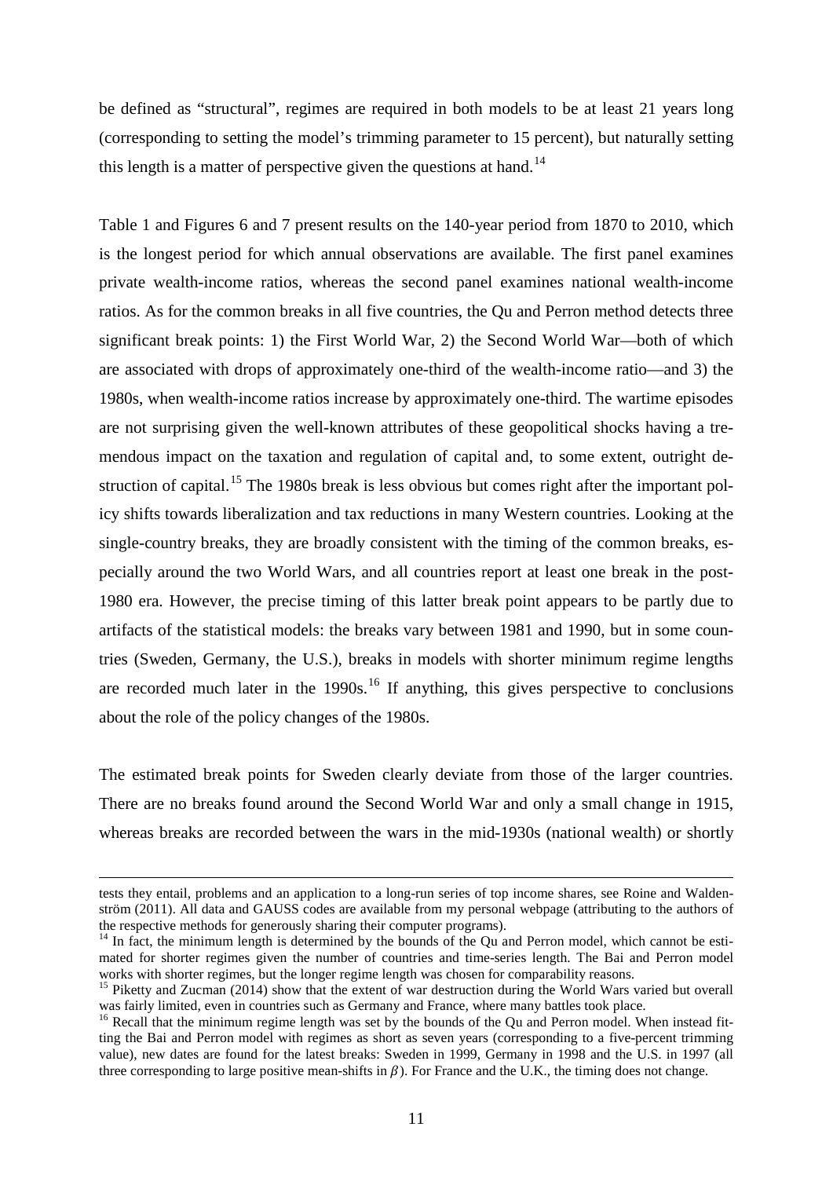be defined as "structural", regimes are required in both models to be at least 21 years long (corresponding to setting the model's trimming parameter to 15 percent), but naturally setting this length is a matter of perspective given the questions at hand.[14]

Table 1 and Figures 6 and 7 present results on the 140-year period from 1870 to 2010, which is the longest period for which annual observations are available. The first panel examines private wealth-income ratios, whereas the second panel examines national wealth-income ratios. As for the common breaks in all five countries, the Qu and Perron method detects three significant break points: 1) the First World War, 2) the Second World War—both of which are associated with drops of approximately one-third of the wealth-income ratio—and 3) the 1980s, when wealth-income ratios increase by approximately one-third. The wartime episodes are not surprising given the well-known attributes of these geopolitical shocks having a tremendous impact on the taxation and regulation of capital and, to some extent, outright destruction of capital.[15] The 1980s break is less obvious but comes right after the important policy shifts towards liberalization and tax reductions in many Western countries. Looking at the single-country breaks, they are broadly consistent with the timing of the common breaks, especially around the two World Wars, and all countries report at least one break in the post-1980 era. However, the precise timing of this latter break point appears to be partly due to artifacts of the statistical models: the breaks vary between 1981 and 1990, but in some countries (Sweden, Germany, the U.S.), breaks in models with shorter minimum regime lengths are recorded much later in the 1990s.[16] If anything, this gives perspective to conclusions about the role of the policy changes of the 1980s.

The estimated break points for Sweden clearly deviate from those of the larger countries. There are no breaks found around the Second World War and only a small change in 1915, whereas breaks are recorded between the wars in the mid-1930s (national wealth) or shortly

---

tests they entail, problems and an application to a long-run series of top income shares, see Roine and Waldenström (2011). All data and GAUSS codes are available from my personal webpage (attributing to the authors of the respective methods for generously sharing their computer programs).

[14] In fact, the minimum length is determined by the bounds of the Qu and Perron model, which cannot be estimated for shorter regimes given the number of countries and time-series length. The Bai and Perron model works with shorter regimes, but the longer regime length was chosen for comparability reasons.

[15] Piketty and Zucman (2014) show that the extent of war destruction during the World Wars varied but overall was fairly limited, even in countries such as Germany and France, where many battles took place.

[16] Recall that the minimum regime length was set by the bounds of the Qu and Perron model. When instead fitting the Bai and Perron model with regimes as short as seven years (corresponding to a five-percent trimming value), new dates are found for the latest breaks: Sweden in 1999, Germany in 1998 and the U.S. in 1997 (all three corresponding to large positive mean-shifts in $\beta$). For France and the U.K., the timing does not change.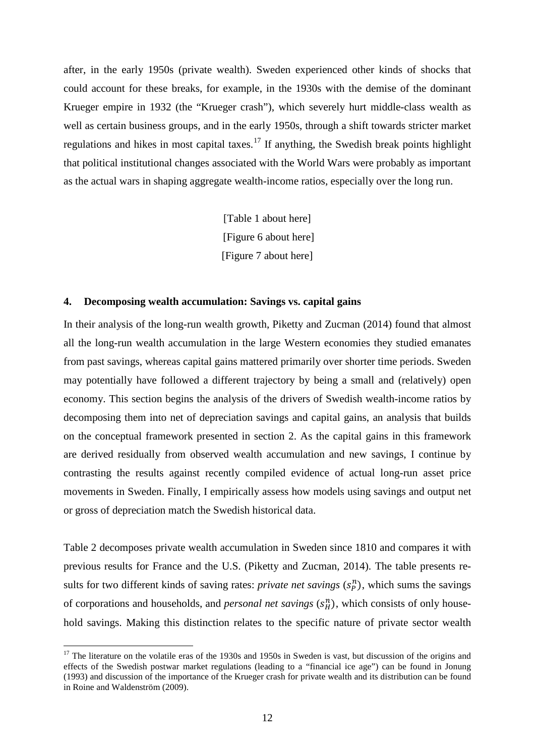after, in the early 1950s (private wealth). Sweden experienced other kinds of shocks that could account for these breaks, for example, in the 1930s with the demise of the dominant Krueger empire in 1932 (the "Krueger crash"), which severely hurt middle-class wealth as well as certain business groups, and in the early 1950s, through a shift towards stricter market regulations and hikes in most capital taxes.[17] If anything, the Swedish break points highlight that political institutional changes associated with the World Wars were probably as important as the actual wars in shaping aggregate wealth-income ratios, especially over the long run.

[Table 1 about here]

[Figure 6 about here]

[Figure 7 about here]

## 4. Decomposing wealth accumulation: Savings vs. capital gains

In their analysis of the long-run wealth growth, Piketty and Zucman (2014) found that almost all the long-run wealth accumulation in the large Western economies they studied emanates from past savings, whereas capital gains mattered primarily over shorter time periods. Sweden may potentially have followed a different trajectory by being a small and (relatively) open economy. This section begins the analysis of the drivers of Swedish wealth-income ratios by decomposing them into net of depreciation savings and capital gains, an analysis that builds on the conceptual framework presented in section 2. As the capital gains in this framework are derived residually from observed wealth accumulation and new savings, I continue by contrasting the results against recently compiled evidence of actual long-run asset price movements in Sweden. Finally, I empirically assess how models using savings and output net or gross of depreciation match the Swedish historical data.

Table 2 decomposes private wealth accumulation in Sweden since 1810 and compares it with previous results for France and the U.S. (Piketty and Zucman, 2014). The table presents results for two different kinds of saving rates: *private net savings* ($s_P^n$), which sums the savings of corporations and households, and *personal net savings* ($s_H^n$), which consists of only household savings. Making this distinction relates to the specific nature of private sector wealth

[17] The literature on the volatile eras of the 1930s and 1950s in Sweden is vast, but discussion of the origins and effects of the Swedish postwar market regulations (leading to a "financial ice age") can be found in Jonung (1993) and discussion of the importance of the Krueger crash for private wealth and its distribution can be found in Roine and Waldenström (2009).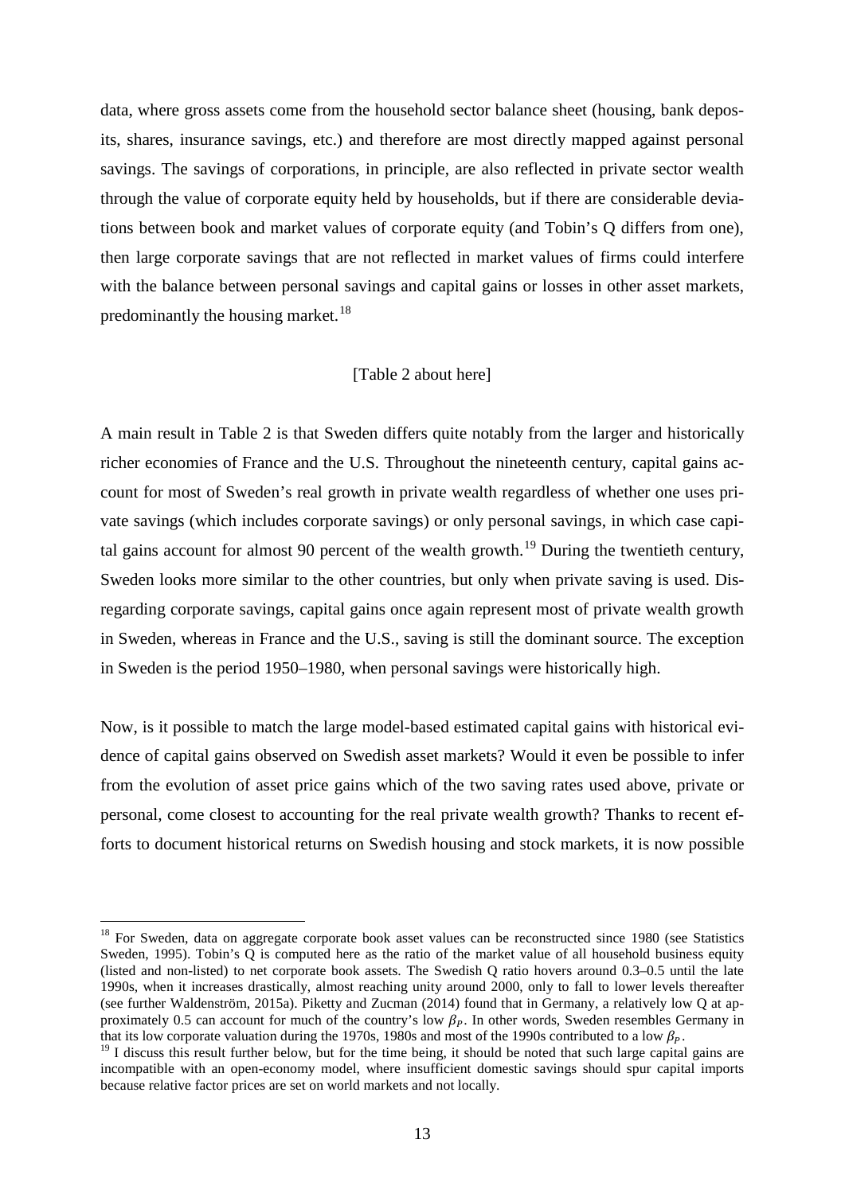data, where gross assets come from the household sector balance sheet (housing, bank deposits, shares, insurance savings, etc.) and therefore are most directly mapped against personal savings. The savings of corporations, in principle, are also reflected in private sector wealth through the value of corporate equity held by households, but if there are considerable deviations between book and market values of corporate equity (and Tobin's Q differs from one), then large corporate savings that are not reflected in market values of firms could interfere with the balance between personal savings and capital gains or losses in other asset markets, predominantly the housing market.[18]

[Table 2 about here]

A main result in Table 2 is that Sweden differs quite notably from the larger and historically richer economies of France and the U.S. Throughout the nineteenth century, capital gains account for most of Sweden's real growth in private wealth regardless of whether one uses private savings (which includes corporate savings) or only personal savings, in which case capital gains account for almost 90 percent of the wealth growth.[19] During the twentieth century, Sweden looks more similar to the other countries, but only when private saving is used. Disregarding corporate savings, capital gains once again represent most of private wealth growth in Sweden, whereas in France and the U.S., saving is still the dominant source. The exception in Sweden is the period 1950–1980, when personal savings were historically high.

Now, is it possible to match the large model-based estimated capital gains with historical evidence of capital gains observed on Swedish asset markets? Would it even be possible to infer from the evolution of asset price gains which of the two saving rates used above, private or personal, come closest to accounting for the real private wealth growth? Thanks to recent efforts to document historical returns on Swedish housing and stock markets, it is now possible

---

[18] For Sweden, data on aggregate corporate book asset values can be reconstructed since 1980 (see Statistics Sweden, 1995). Tobin's Q is computed here as the ratio of the market value of all household business equity (listed and non-listed) to net corporate book assets. The Swedish Q ratio hovers around 0.3–0.5 until the late 1990s, when it increases drastically, almost reaching unity around 2000, only to fall to lower levels thereafter (see further Waldenström, 2015a). Piketty and Zucman (2014) found that in Germany, a relatively low Q at approximately 0.5 can account for much of the country's low $\beta_P$. In other words, Sweden resembles Germany in that its low corporate valuation during the 1970s, 1980s and most of the 1990s contributed to a low $\beta_P$.

[19] I discuss this result further below, but for the time being, it should be noted that such large capital gains are incompatible with an open-economy model, where insufficient domestic savings should spur capital imports because relative factor prices are set on world markets and not locally.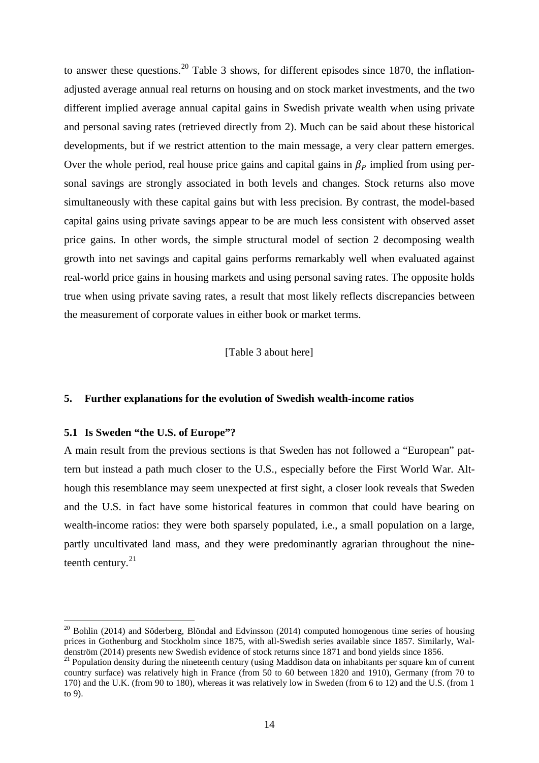to answer these questions.[20] Table 3 shows, for different episodes since 1870, the inflation-adjusted average annual real returns on housing and on stock market investments, and the two different implied average annual capital gains in Swedish private wealth when using private and personal saving rates (retrieved directly from 2). Much can be said about these historical developments, but if we restrict attention to the main message, a very clear pattern emerges. Over the whole period, real house price gains and capital gains in $\beta_P$ implied from using personal savings are strongly associated in both levels and changes. Stock returns also move simultaneously with these capital gains but with less precision. By contrast, the model-based capital gains using private savings appear to be are much less consistent with observed asset price gains. In other words, the simple structural model of section 2 decomposing wealth growth into net savings and capital gains performs remarkably well when evaluated against real-world price gains in housing markets and using personal saving rates. The opposite holds true when using private saving rates, a result that most likely reflects discrepancies between the measurement of corporate values in either book or market terms.

[Table 3 about here]

## 5. Further explanations for the evolution of Swedish wealth-income ratios

### 5.1 Is Sweden "the U.S. of Europe"?

A main result from the previous sections is that Sweden has not followed a "European" pattern but instead a path much closer to the U.S., especially before the First World War. Although this resemblance may seem unexpected at first sight, a closer look reveals that Sweden and the U.S. in fact have some historical features in common that could have bearing on wealth-income ratios: they were both sparsely populated, i.e., a small population on a large, partly uncultivated land mass, and they were predominantly agrarian throughout the nineteenth century.[21]

---

[20] Bohlin (2014) and Söderberg, Blöndal and Edvinsson (2014) computed homogenous time series of housing prices in Gothenburg and Stockholm since 1875, with all-Swedish series available since 1857. Similarly, Waldenström (2014) presents new Swedish evidence of stock returns since 1871 and bond yields since 1856.

[21] Population density during the nineteenth century (using Maddison data on inhabitants per square km of current country surface) was relatively high in France (from 50 to 60 between 1820 and 1910), Germany (from 70 to 170) and the U.K. (from 90 to 180), whereas it was relatively low in Sweden (from 6 to 12) and the U.S. (from 1 to 9).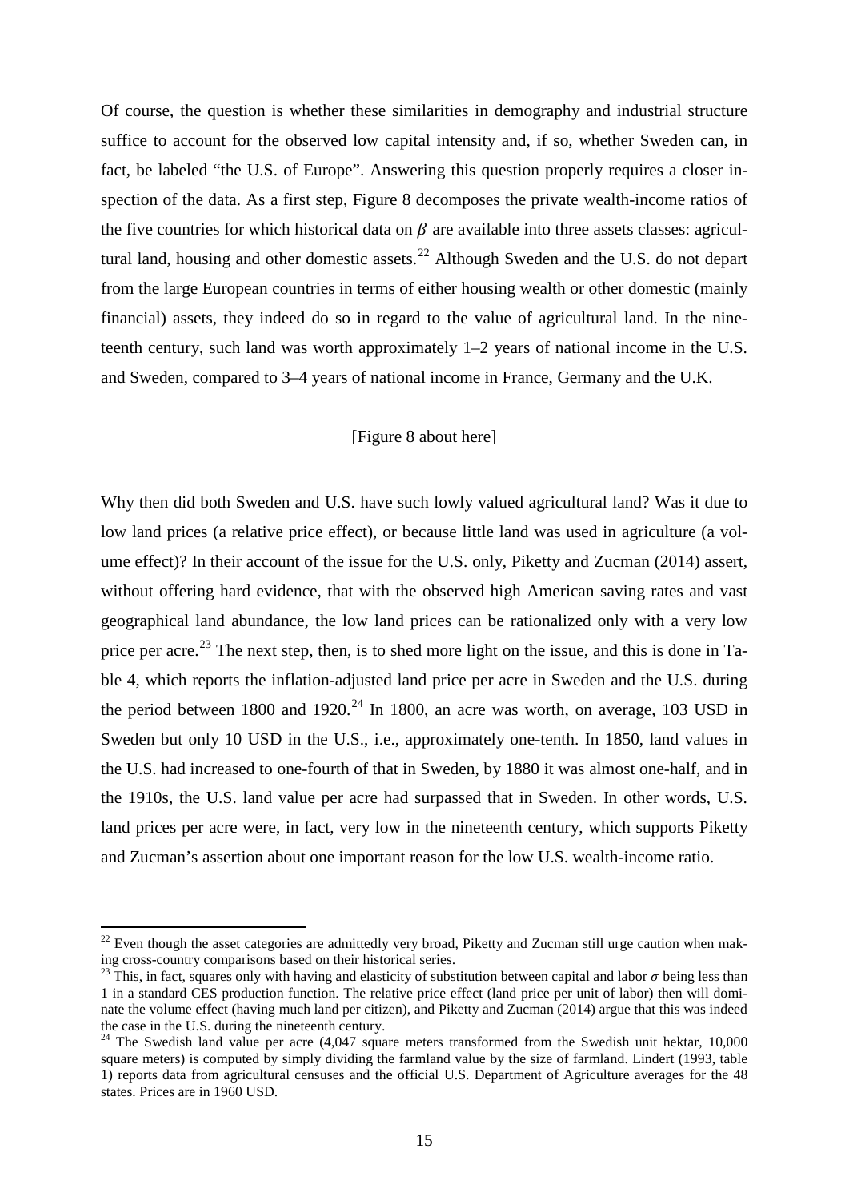Of course, the question is whether these similarities in demography and industrial structure suffice to account for the observed low capital intensity and, if so, whether Sweden can, in fact, be labeled "the U.S. of Europe". Answering this question properly requires a closer inspection of the data. As a first step, Figure 8 decomposes the private wealth-income ratios of the five countries for which historical data on $\beta$ are available into three assets classes: agricultural land, housing and other domestic assets.[22] Although Sweden and the U.S. do not depart from the large European countries in terms of either housing wealth or other domestic (mainly financial) assets, they indeed do so in regard to the value of agricultural land. In the nineteenth century, such land was worth approximately 1–2 years of national income in the U.S. and Sweden, compared to 3–4 years of national income in France, Germany and the U.K.

[Figure 8 about here]

Why then did both Sweden and U.S. have such lowly valued agricultural land? Was it due to low land prices (a relative price effect), or because little land was used in agriculture (a volume effect)? In their account of the issue for the U.S. only, Piketty and Zucman (2014) assert, without offering hard evidence, that with the observed high American saving rates and vast geographical land abundance, the low land prices can be rationalized only with a very low price per acre.[23] The next step, then, is to shed more light on the issue, and this is done in Table 4, which reports the inflation-adjusted land price per acre in Sweden and the U.S. during the period between 1800 and 1920.[24] In 1800, an acre was worth, on average, 103 USD in Sweden but only 10 USD in the U.S., i.e., approximately one-tenth. In 1850, land values in the U.S. had increased to one-fourth of that in Sweden, by 1880 it was almost one-half, and in the 1910s, the U.S. land value per acre had surpassed that in Sweden. In other words, U.S. land prices per acre were, in fact, very low in the nineteenth century, which supports Piketty and Zucman's assertion about one important reason for the low U.S. wealth-income ratio.

---

[22] Even though the asset categories are admittedly very broad, Piketty and Zucman still urge caution when making cross-country comparisons based on their historical series.

[23] This, in fact, squares only with having and elasticity of substitution between capital and labor $\sigma$ being less than 1 in a standard CES production function. The relative price effect (land price per unit of labor) then will dominate the volume effect (having much land per citizen), and Piketty and Zucman (2014) argue that this was indeed the case in the U.S. during the nineteenth century.

[24] The Swedish land value per acre (4,047 square meters transformed from the Swedish unit hektar, 10,000 square meters) is computed by simply dividing the farmland value by the size of farmland. Lindert (1993, table 1) reports data from agricultural censuses and the official U.S. Department of Agriculture averages for the 48 states. Prices are in 1960 USD.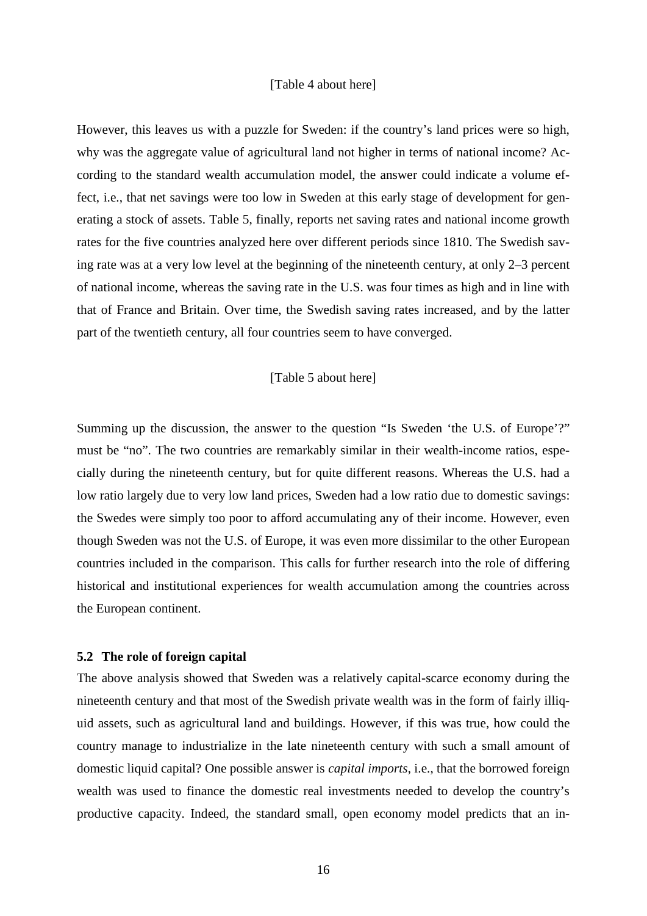[Table 4 about here]

However, this leaves us with a puzzle for Sweden: if the country's land prices were so high, why was the aggregate value of agricultural land not higher in terms of national income? According to the standard wealth accumulation model, the answer could indicate a volume effect, i.e., that net savings were too low in Sweden at this early stage of development for generating a stock of assets. Table 5, finally, reports net saving rates and national income growth rates for the five countries analyzed here over different periods since 1810. The Swedish saving rate was at a very low level at the beginning of the nineteenth century, at only 2–3 percent of national income, whereas the saving rate in the U.S. was four times as high and in line with that of France and Britain. Over time, the Swedish saving rates increased, and by the latter part of the twentieth century, all four countries seem to have converged.

[Table 5 about here]

Summing up the discussion, the answer to the question "Is Sweden 'the U.S. of Europe'?" must be "no". The two countries are remarkably similar in their wealth-income ratios, especially during the nineteenth century, but for quite different reasons. Whereas the U.S. had a low ratio largely due to very low land prices, Sweden had a low ratio due to domestic savings: the Swedes were simply too poor to afford accumulating any of their income. However, even though Sweden was not the U.S. of Europe, it was even more dissimilar to the other European countries included in the comparison. This calls for further research into the role of differing historical and institutional experiences for wealth accumulation among the countries across the European continent.

### 5.2 The role of foreign capital

The above analysis showed that Sweden was a relatively capital-scarce economy during the nineteenth century and that most of the Swedish private wealth was in the form of fairly illiquid assets, such as agricultural land and buildings. However, if this was true, how could the country manage to industrialize in the late nineteenth century with such a small amount of domestic liquid capital? One possible answer is *capital imports*, i.e., that the borrowed foreign wealth was used to finance the domestic real investments needed to develop the country's productive capacity. Indeed, the standard small, open economy model predicts that an in-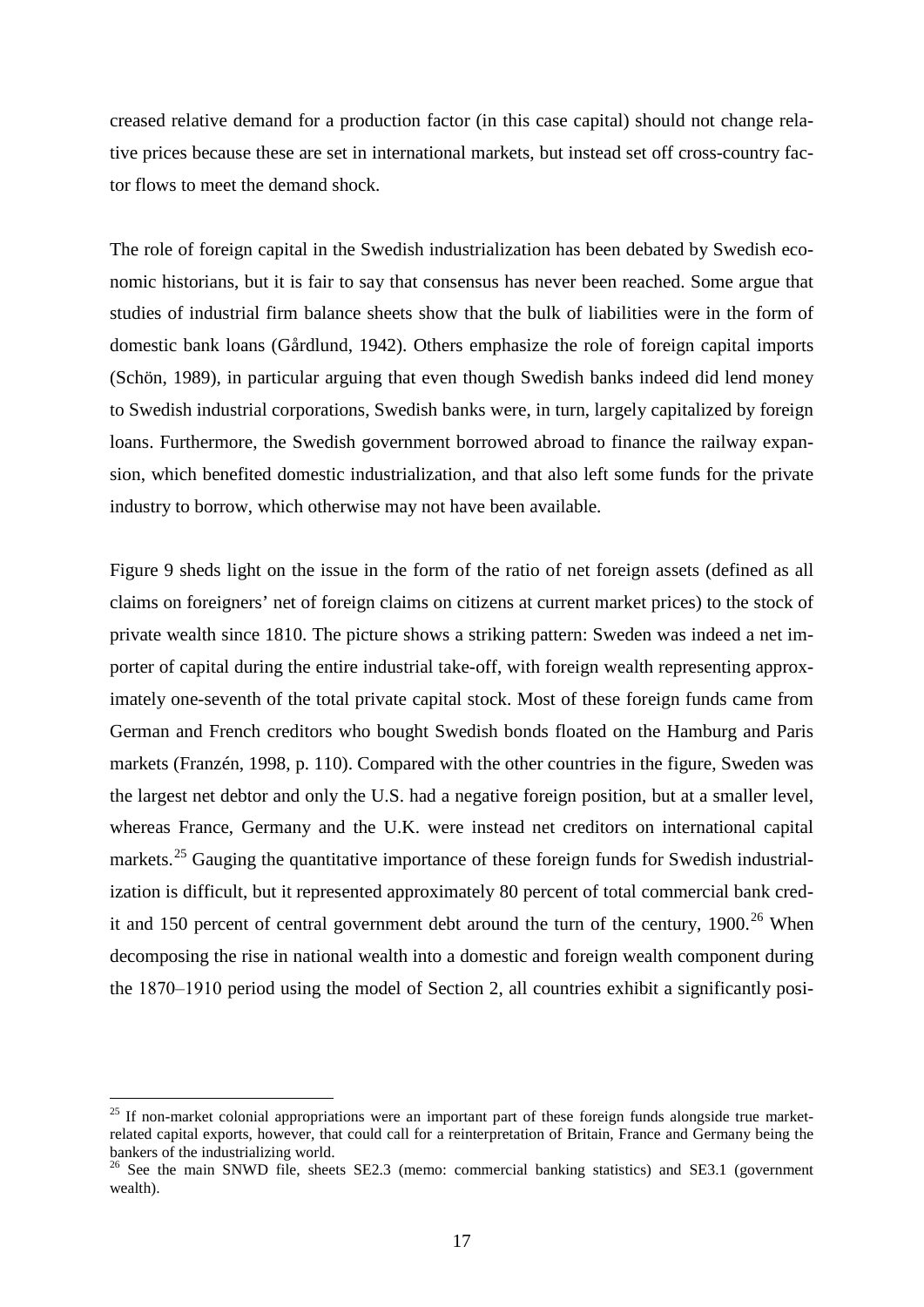creased relative demand for a production factor (in this case capital) should not change relative prices because these are set in international markets, but instead set off cross-country factor flows to meet the demand shock.

The role of foreign capital in the Swedish industrialization has been debated by Swedish economic historians, but it is fair to say that consensus has never been reached. Some argue that studies of industrial firm balance sheets show that the bulk of liabilities were in the form of domestic bank loans (Gårdlund, 1942). Others emphasize the role of foreign capital imports (Schön, 1989), in particular arguing that even though Swedish banks indeed did lend money to Swedish industrial corporations, Swedish banks were, in turn, largely capitalized by foreign loans. Furthermore, the Swedish government borrowed abroad to finance the railway expansion, which benefited domestic industrialization, and that also left some funds for the private industry to borrow, which otherwise may not have been available.

Figure 9 sheds light on the issue in the form of the ratio of net foreign assets (defined as all claims on foreigners' net of foreign claims on citizens at current market prices) to the stock of private wealth since 1810. The picture shows a striking pattern: Sweden was indeed a net importer of capital during the entire industrial take-off, with foreign wealth representing approximately one-seventh of the total private capital stock. Most of these foreign funds came from German and French creditors who bought Swedish bonds floated on the Hamburg and Paris markets (Franzén, 1998, p. 110). Compared with the other countries in the figure, Sweden was the largest net debtor and only the U.S. had a negative foreign position, but at a smaller level, whereas France, Germany and the U.K. were instead net creditors on international capital markets.[25] Gauging the quantitative importance of these foreign funds for Swedish industrialization is difficult, but it represented approximately 80 percent of total commercial bank credit and 150 percent of central government debt around the turn of the century, 1900.[26] When decomposing the rise in national wealth into a domestic and foreign wealth component during the 1870–1910 period using the model of Section 2, all countries exhibit a significantly posi-

[25] If non-market colonial appropriations were an important part of these foreign funds alongside true market-related capital exports, however, that could call for a reinterpretation of Britain, France and Germany being the bankers of the industrializing world.

[26] See the main SNWD file, sheets SE2.3 (memo: commercial banking statistics) and SE3.1 (government wealth).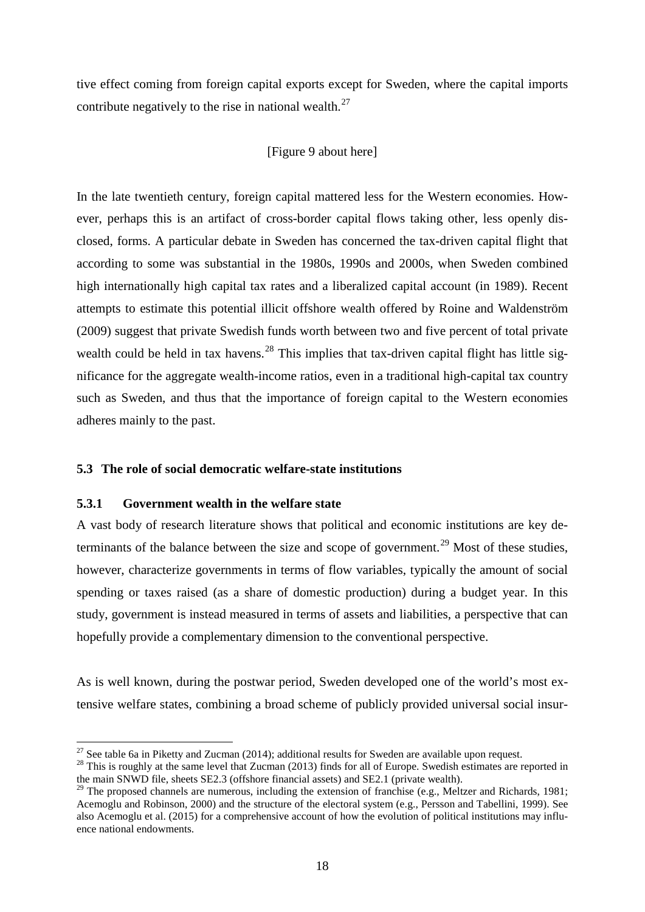tive effect coming from foreign capital exports except for Sweden, where the capital imports contribute negatively to the rise in national wealth.[27]

[Figure 9 about here]

In the late twentieth century, foreign capital mattered less for the Western economies. However, perhaps this is an artifact of cross-border capital flows taking other, less openly disclosed, forms. A particular debate in Sweden has concerned the tax-driven capital flight that according to some was substantial in the 1980s, 1990s and 2000s, when Sweden combined high internationally high capital tax rates and a liberalized capital account (in 1989). Recent attempts to estimate this potential illicit offshore wealth offered by Roine and Waldenström (2009) suggest that private Swedish funds worth between two and five percent of total private wealth could be held in tax havens.[28] This implies that tax-driven capital flight has little significance for the aggregate wealth-income ratios, even in a traditional high-capital tax country such as Sweden, and thus that the importance of foreign capital to the Western economies adheres mainly to the past.

### 5.3 The role of social democratic welfare-state institutions

#### 5.3.1 Government wealth in the welfare state

A vast body of research literature shows that political and economic institutions are key determinants of the balance between the size and scope of government.[29] Most of these studies, however, characterize governments in terms of flow variables, typically the amount of social spending or taxes raised (as a share of domestic production) during a budget year. In this study, government is instead measured in terms of assets and liabilities, a perspective that can hopefully provide a complementary dimension to the conventional perspective.

As is well known, during the postwar period, Sweden developed one of the world's most extensive welfare states, combining a broad scheme of publicly provided universal social insur-

[27] See table 6a in Piketty and Zucman (2014); additional results for Sweden are available upon request.

[28] This is roughly at the same level that Zucman (2013) finds for all of Europe. Swedish estimates are reported in the main SNWD file, sheets SE2.3 (offshore financial assets) and SE2.1 (private wealth).

[29] The proposed channels are numerous, including the extension of franchise (e.g., Meltzer and Richards, 1981; Acemoglu and Robinson, 2000) and the structure of the electoral system (e.g., Persson and Tabellini, 1999). See also Acemoglu et al. (2015) for a comprehensive account of how the evolution of political institutions may influence national endowments.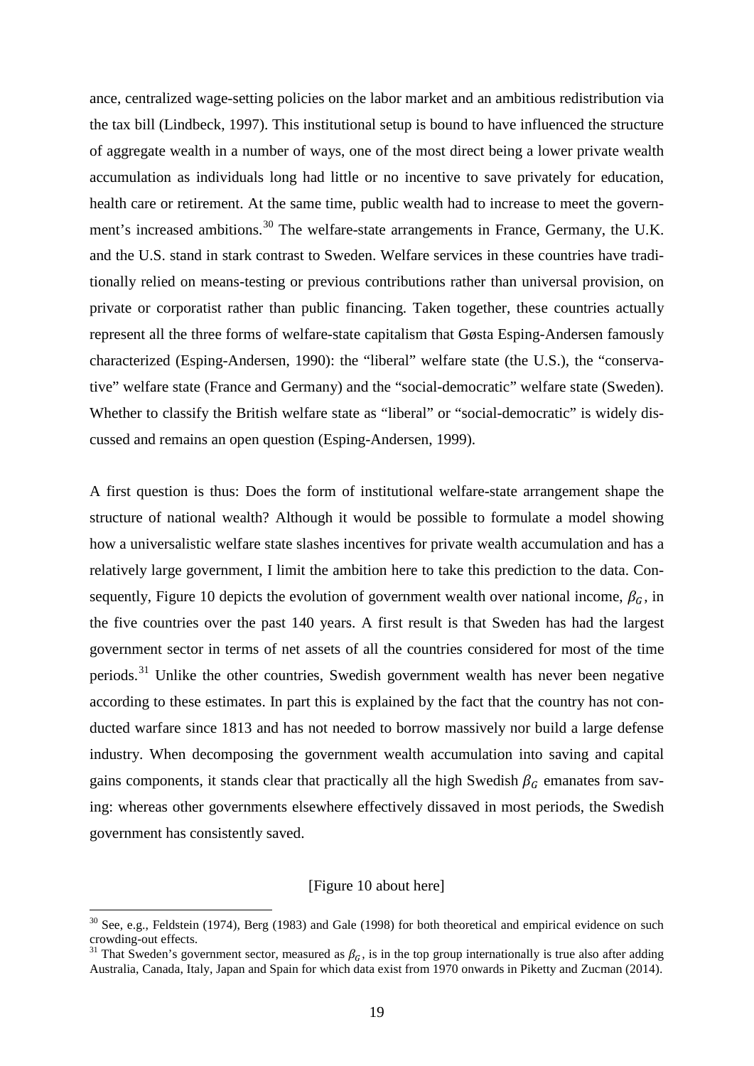ance, centralized wage-setting policies on the labor market and an ambitious redistribution via the tax bill (Lindbeck, 1997). This institutional setup is bound to have influenced the structure of aggregate wealth in a number of ways, one of the most direct being a lower private wealth accumulation as individuals long had little or no incentive to save privately for education, health care or retirement. At the same time, public wealth had to increase to meet the government's increased ambitions.[30] The welfare-state arrangements in France, Germany, the U.K. and the U.S. stand in stark contrast to Sweden. Welfare services in these countries have traditionally relied on means-testing or previous contributions rather than universal provision, on private or corporatist rather than public financing. Taken together, these countries actually represent all the three forms of welfare-state capitalism that Gøsta Esping-Andersen famously characterized (Esping-Andersen, 1990): the "liberal" welfare state (the U.S.), the "conservative" welfare state (France and Germany) and the "social-democratic" welfare state (Sweden). Whether to classify the British welfare state as "liberal" or "social-democratic" is widely discussed and remains an open question (Esping-Andersen, 1999).

A first question is thus: Does the form of institutional welfare-state arrangement shape the structure of national wealth? Although it would be possible to formulate a model showing how a universalistic welfare state slashes incentives for private wealth accumulation and has a relatively large government, I limit the ambition here to take this prediction to the data. Consequently, Figure 10 depicts the evolution of government wealth over national income, $\beta_G$, in the five countries over the past 140 years. A first result is that Sweden has had the largest government sector in terms of net assets of all the countries considered for most of the time periods.[31] Unlike the other countries, Swedish government wealth has never been negative according to these estimates. In part this is explained by the fact that the country has not conducted warfare since 1813 and has not needed to borrow massively nor build a large defense industry. When decomposing the government wealth accumulation into saving and capital gains components, it stands clear that practically all the high Swedish $\beta_G$ emanates from saving: whereas other governments elsewhere effectively dissaved in most periods, the Swedish government has consistently saved.

[Figure 10 about here]

[30] See, e.g., Feldstein (1974), Berg (1983) and Gale (1998) for both theoretical and empirical evidence on such crowding-out effects.

[31] That Sweden's government sector, measured as $\beta_G$, is in the top group internationally is true also after adding Australia, Canada, Italy, Japan and Spain for which data exist from 1970 onwards in Piketty and Zucman (2014).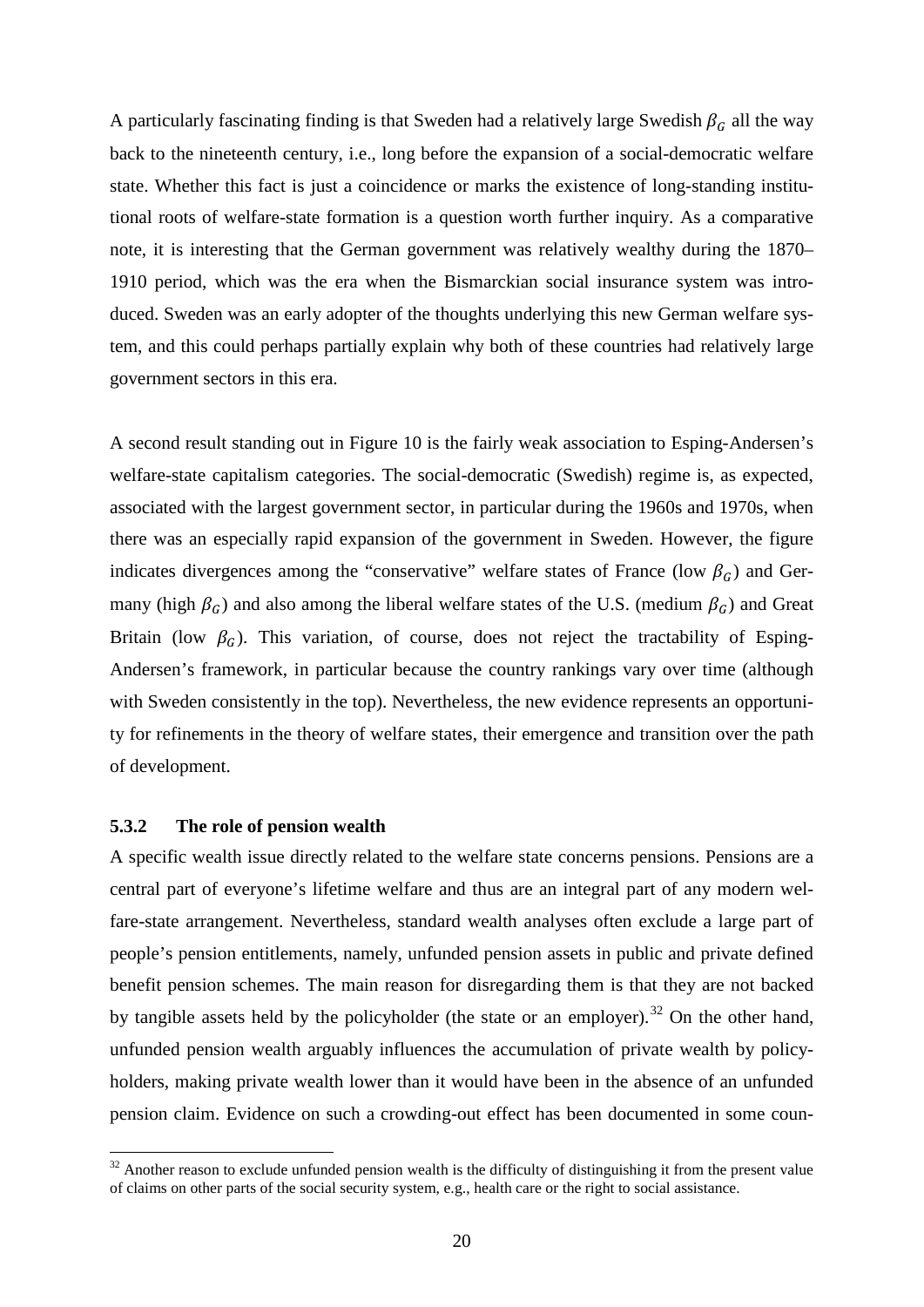A particularly fascinating finding is that Sweden had a relatively large Swedish $\beta_G$ all the way back to the nineteenth century, i.e., long before the expansion of a social-democratic welfare state. Whether this fact is just a coincidence or marks the existence of long-standing institutional roots of welfare-state formation is a question worth further inquiry. As a comparative note, it is interesting that the German government was relatively wealthy during the 1870–1910 period, which was the era when the Bismarckian social insurance system was introduced. Sweden was an early adopter of the thoughts underlying this new German welfare system, and this could perhaps partially explain why both of these countries had relatively large government sectors in this era.

A second result standing out in Figure 10 is the fairly weak association to Esping-Andersen's welfare-state capitalism categories. The social-democratic (Swedish) regime is, as expected, associated with the largest government sector, in particular during the 1960s and 1970s, when there was an especially rapid expansion of the government in Sweden. However, the figure indicates divergences among the "conservative" welfare states of France (low $\beta_G$) and Germany (high $\beta_G$) and also among the liberal welfare states of the U.S. (medium $\beta_G$) and Great Britain (low $\beta_G$). This variation, of course, does not reject the tractability of Esping-Andersen's framework, in particular because the country rankings vary over time (although with Sweden consistently in the top). Nevertheless, the new evidence represents an opportunity for refinements in the theory of welfare states, their emergence and transition over the path of development.

### 5.3.2 The role of pension wealth

A specific wealth issue directly related to the welfare state concerns pensions. Pensions are a central part of everyone's lifetime welfare and thus are an integral part of any modern welfare-state arrangement. Nevertheless, standard wealth analyses often exclude a large part of people's pension entitlements, namely, unfunded pension assets in public and private defined benefit pension schemes. The main reason for disregarding them is that they are not backed by tangible assets held by the policyholder (the state or an employer).[32] On the other hand, unfunded pension wealth arguably influences the accumulation of private wealth by policyholders, making private wealth lower than it would have been in the absence of an unfunded pension claim. Evidence on such a crowding-out effect has been documented in some coun-

[32] Another reason to exclude unfunded pension wealth is the difficulty of distinguishing it from the present value of claims on other parts of the social security system, e.g., health care or the right to social assistance.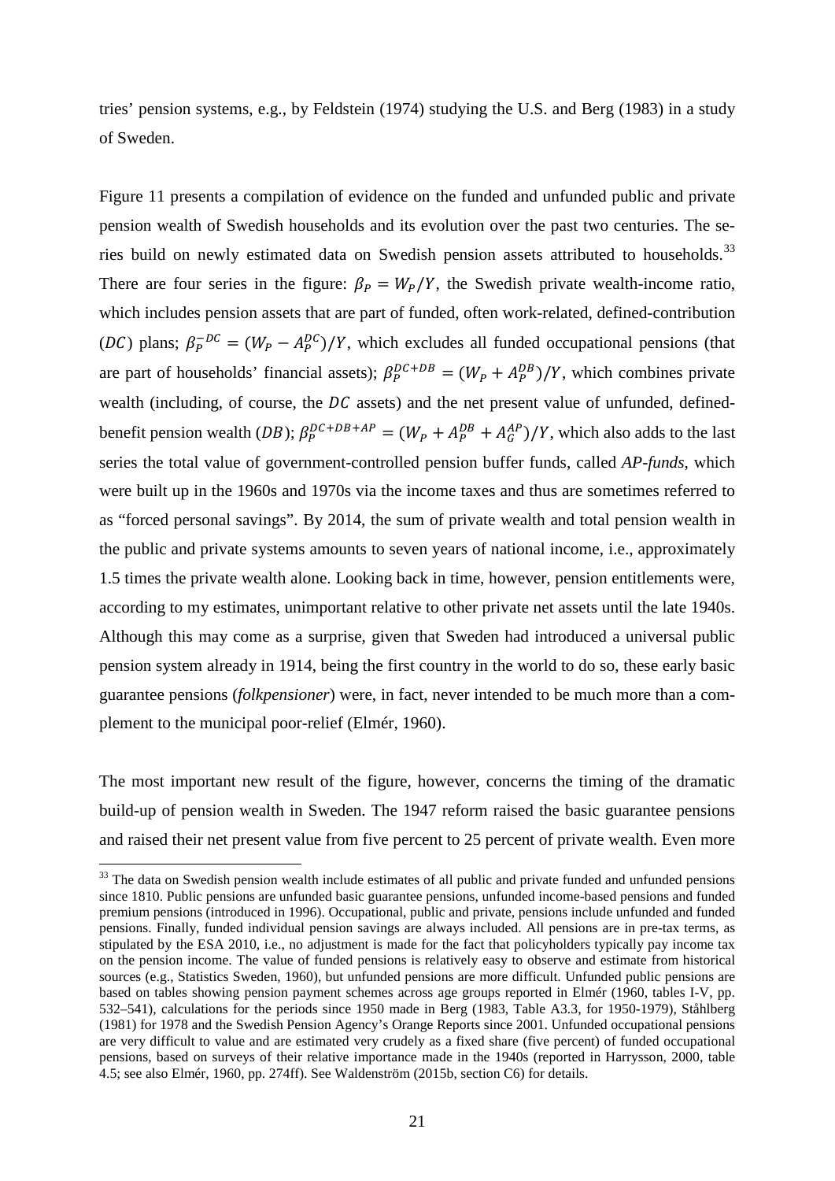tries' pension systems, e.g., by Feldstein (1974) studying the U.S. and Berg (1983) in a study of Sweden.

Figure 11 presents a compilation of evidence on the funded and unfunded public and private pension wealth of Swedish households and its evolution over the past two centuries. The series build on newly estimated data on Swedish pension assets attributed to households.[33] There are four series in the figure: $\beta_P = W_P/Y$, the Swedish private wealth-income ratio, which includes pension assets that are part of funded, often work-related, defined-contribution ($DC$) plans; $\beta_P^{-DC} = (W_P - A_P^{DC})/Y$, which excludes all funded occupational pensions (that are part of households' financial assets); $\beta_P^{DC+DB} = (W_P + A_P^{DB})/Y$, which combines private wealth (including, of course, the $DC$ assets) and the net present value of unfunded, defined-benefit pension wealth ($DB$); $\beta_P^{DC+DB+AP} = (W_P + A_P^{DB} + A_G^{AP})/Y$, which also adds to the last series the total value of government-controlled pension buffer funds, called *AP-funds*, which were built up in the 1960s and 1970s via the income taxes and thus are sometimes referred to as "forced personal savings". By 2014, the sum of private wealth and total pension wealth in the public and private systems amounts to seven years of national income, i.e., approximately 1.5 times the private wealth alone. Looking back in time, however, pension entitlements were, according to my estimates, unimportant relative to other private net assets until the late 1940s. Although this may come as a surprise, given that Sweden had introduced a universal public pension system already in 1914, being the first country in the world to do so, these early basic guarantee pensions (*folkpensioner*) were, in fact, never intended to be much more than a complement to the municipal poor-relief (Elmér, 1960).

The most important new result of the figure, however, concerns the timing of the dramatic build-up of pension wealth in Sweden. The 1947 reform raised the basic guarantee pensions and raised their net present value from five percent to 25 percent of private wealth. Even more

[33] The data on Swedish pension wealth include estimates of all public and private funded and unfunded pensions since 1810. Public pensions are unfunded basic guarantee pensions, unfunded income-based pensions and funded premium pensions (introduced in 1996). Occupational, public and private, pensions include unfunded and funded pensions. Finally, funded individual pension savings are always included. All pensions are in pre-tax terms, as stipulated by the ESA 2010, i.e., no adjustment is made for the fact that policyholders typically pay income tax on the pension income. The value of funded pensions is relatively easy to observe and estimate from historical sources (e.g., Statistics Sweden, 1960), but unfunded pensions are more difficult. Unfunded public pensions are based on tables showing pension payment schemes across age groups reported in Elmér (1960, tables I-V, pp. 532–541), calculations for the periods since 1950 made in Berg (1983, Table A3.3, for 1950-1979), Ståhlberg (1981) for 1978 and the Swedish Pension Agency's Orange Reports since 2001. Unfunded occupational pensions are very difficult to value and are estimated very crudely as a fixed share (five percent) of funded occupational pensions, based on surveys of their relative importance made in the 1940s (reported in Harrysson, 2000, table 4.5; see also Elmér, 1960, pp. 274ff). See Waldenström (2015b, section C6) for details.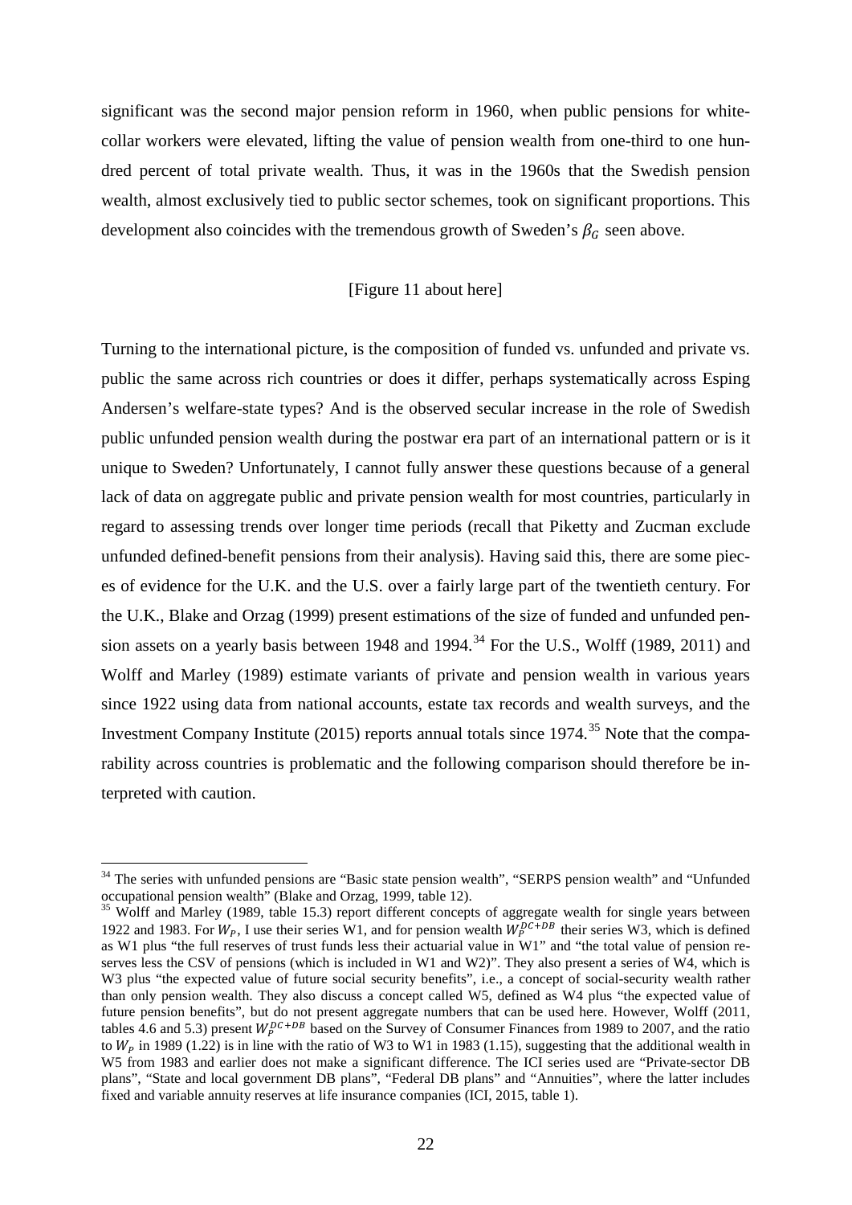significant was the second major pension reform in 1960, when public pensions for white-collar workers were elevated, lifting the value of pension wealth from one-third to one hundred percent of total private wealth. Thus, it was in the 1960s that the Swedish pension wealth, almost exclusively tied to public sector schemes, took on significant proportions. This development also coincides with the tremendous growth of Sweden's $\beta_G$ seen above.

[Figure 11 about here]

Turning to the international picture, is the composition of funded vs. unfunded and private vs. public the same across rich countries or does it differ, perhaps systematically across Esping Andersen's welfare-state types? And is the observed secular increase in the role of Swedish public unfunded pension wealth during the postwar era part of an international pattern or is it unique to Sweden? Unfortunately, I cannot fully answer these questions because of a general lack of data on aggregate public and private pension wealth for most countries, particularly in regard to assessing trends over longer time periods (recall that Piketty and Zucman exclude unfunded defined-benefit pensions from their analysis). Having said this, there are some pieces of evidence for the U.K. and the U.S. over a fairly large part of the twentieth century. For the U.K., Blake and Orzag (1999) present estimations of the size of funded and unfunded pension assets on a yearly basis between 1948 and 1994.[34] For the U.S., Wolff (1989, 2011) and Wolff and Marley (1989) estimate variants of private and pension wealth in various years since 1922 using data from national accounts, estate tax records and wealth surveys, and the Investment Company Institute (2015) reports annual totals since 1974.[35] Note that the comparability across countries is problematic and the following comparison should therefore be interpreted with caution.

---

[34] The series with unfunded pensions are "Basic state pension wealth", "SERPS pension wealth" and "Unfunded occupational pension wealth" (Blake and Orzag, 1999, table 12).

[35] Wolff and Marley (1989, table 15.3) report different concepts of aggregate wealth for single years between 1922 and 1983. For $W_P$, I use their series W1, and for pension wealth $W_P^{DC+DB}$ their series W3, which is defined as W1 plus "the full reserves of trust funds less their actuarial value in W1" and "the total value of pension reserves less the CSV of pensions (which is included in W1 and W2)". They also present a series of W4, which is W3 plus "the expected value of future social security benefits", i.e., a concept of social-security wealth rather than only pension wealth. They also discuss a concept called W5, defined as W4 plus "the expected value of future pension benefits", but do not present aggregate numbers that can be used here. However, Wolff (2011, tables 4.6 and 5.3) present $W_P^{DC+DB}$ based on the Survey of Consumer Finances from 1989 to 2007, and the ratio to $W_P$ in 1989 (1.22) is in line with the ratio of W3 to W1 in 1983 (1.15), suggesting that the additional wealth in W5 from 1983 and earlier does not make a significant difference. The ICI series used are "Private-sector DB plans", "State and local government DB plans", "Federal DB plans" and "Annuities", where the latter includes fixed and variable annuity reserves at life insurance companies (ICI, 2015, table 1).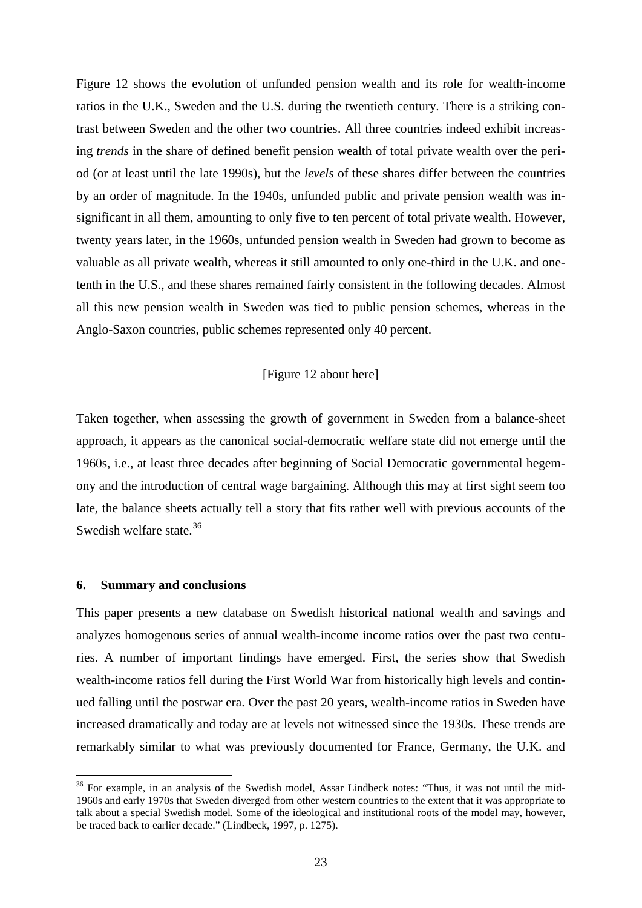Figure 12 shows the evolution of unfunded pension wealth and its role for wealth-income ratios in the U.K., Sweden and the U.S. during the twentieth century. There is a striking contrast between Sweden and the other two countries. All three countries indeed exhibit increasing *trends* in the share of defined benefit pension wealth of total private wealth over the period (or at least until the late 1990s), but the *levels* of these shares differ between the countries by an order of magnitude. In the 1940s, unfunded public and private pension wealth was insignificant in all them, amounting to only five to ten percent of total private wealth. However, twenty years later, in the 1960s, unfunded pension wealth in Sweden had grown to become as valuable as all private wealth, whereas it still amounted to only one-third in the U.K. and one-tenth in the U.S., and these shares remained fairly consistent in the following decades. Almost all this new pension wealth in Sweden was tied to public pension schemes, whereas in the Anglo-Saxon countries, public schemes represented only 40 percent.

[Figure 12 about here]

Taken together, when assessing the growth of government in Sweden from a balance-sheet approach, it appears as the canonical social-democratic welfare state did not emerge until the 1960s, i.e., at least three decades after beginning of Social Democratic governmental hegemony and the introduction of central wage bargaining. Although this may at first sight seem too late, the balance sheets actually tell a story that fits rather well with previous accounts of the Swedish welfare state.[36]

## 6. Summary and conclusions

This paper presents a new database on Swedish historical national wealth and savings and analyzes homogenous series of annual wealth-income income ratios over the past two centuries. A number of important findings have emerged. First, the series show that Swedish wealth-income ratios fell during the First World War from historically high levels and continued falling until the postwar era. Over the past 20 years, wealth-income ratios in Sweden have increased dramatically and today are at levels not witnessed since the 1930s. These trends are remarkably similar to what was previously documented for France, Germany, the U.K. and

[36] For example, in an analysis of the Swedish model, Assar Lindbeck notes: "Thus, it was not until the mid-1960s and early 1970s that Sweden diverged from other western countries to the extent that it was appropriate to talk about a special Swedish model. Some of the ideological and institutional roots of the model may, however, be traced back to earlier decade." (Lindbeck, 1997, p. 1275).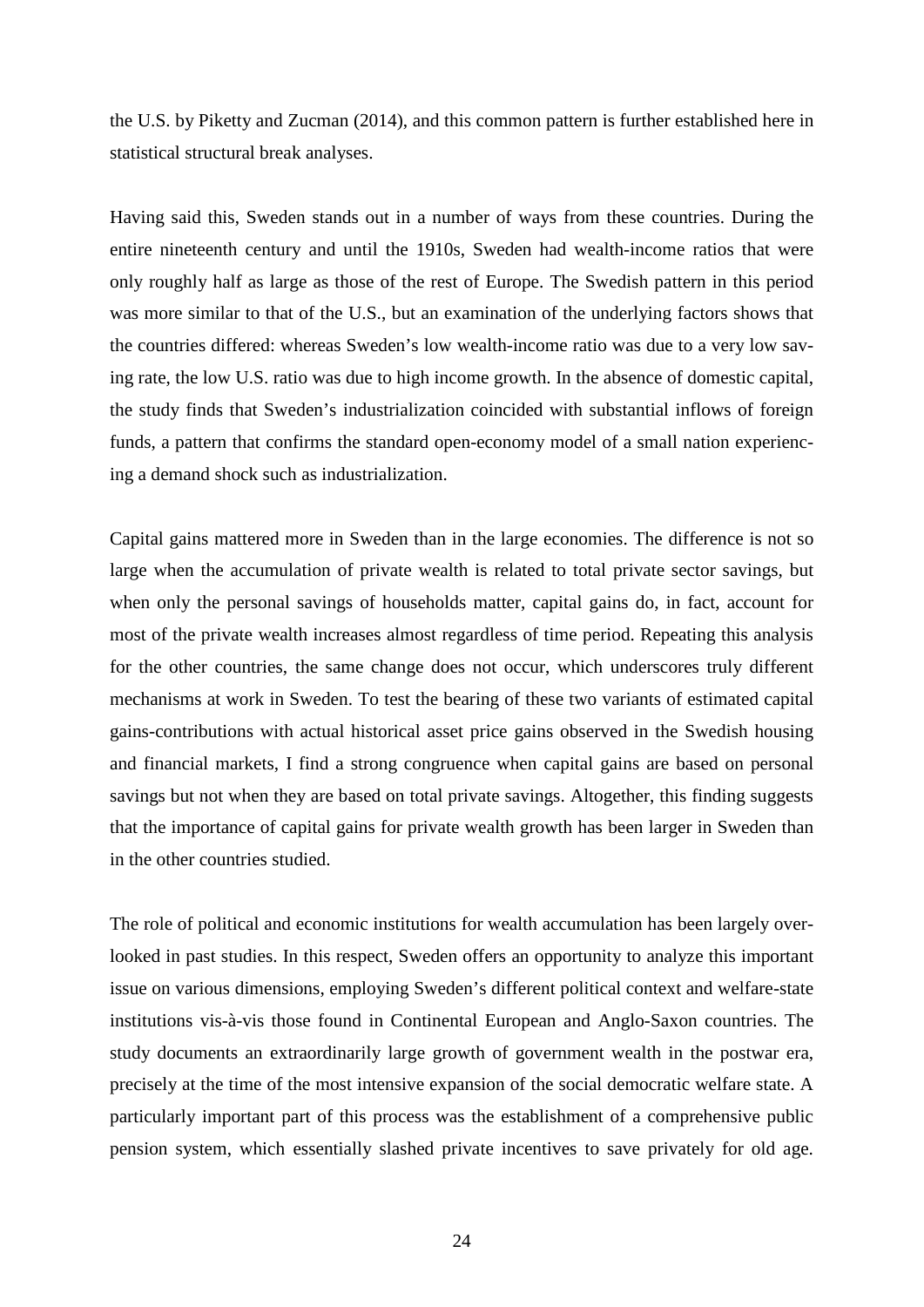the U.S. by Piketty and Zucman (2014), and this common pattern is further established here in statistical structural break analyses.

Having said this, Sweden stands out in a number of ways from these countries. During the entire nineteenth century and until the 1910s, Sweden had wealth-income ratios that were only roughly half as large as those of the rest of Europe. The Swedish pattern in this period was more similar to that of the U.S., but an examination of the underlying factors shows that the countries differed: whereas Sweden's low wealth-income ratio was due to a very low saving rate, the low U.S. ratio was due to high income growth. In the absence of domestic capital, the study finds that Sweden's industrialization coincided with substantial inflows of foreign funds, a pattern that confirms the standard open-economy model of a small nation experiencing a demand shock such as industrialization.

Capital gains mattered more in Sweden than in the large economies. The difference is not so large when the accumulation of private wealth is related to total private sector savings, but when only the personal savings of households matter, capital gains do, in fact, account for most of the private wealth increases almost regardless of time period. Repeating this analysis for the other countries, the same change does not occur, which underscores truly different mechanisms at work in Sweden. To test the bearing of these two variants of estimated capital gains-contributions with actual historical asset price gains observed in the Swedish housing and financial markets, I find a strong congruence when capital gains are based on personal savings but not when they are based on total private savings. Altogether, this finding suggests that the importance of capital gains for private wealth growth has been larger in Sweden than in the other countries studied.

The role of political and economic institutions for wealth accumulation has been largely overlooked in past studies. In this respect, Sweden offers an opportunity to analyze this important issue on various dimensions, employing Sweden's different political context and welfare-state institutions vis-à-vis those found in Continental European and Anglo-Saxon countries. The study documents an extraordinarily large growth of government wealth in the postwar era, precisely at the time of the most intensive expansion of the social democratic welfare state. A particularly important part of this process was the establishment of a comprehensive public pension system, which essentially slashed private incentives to save privately for old age.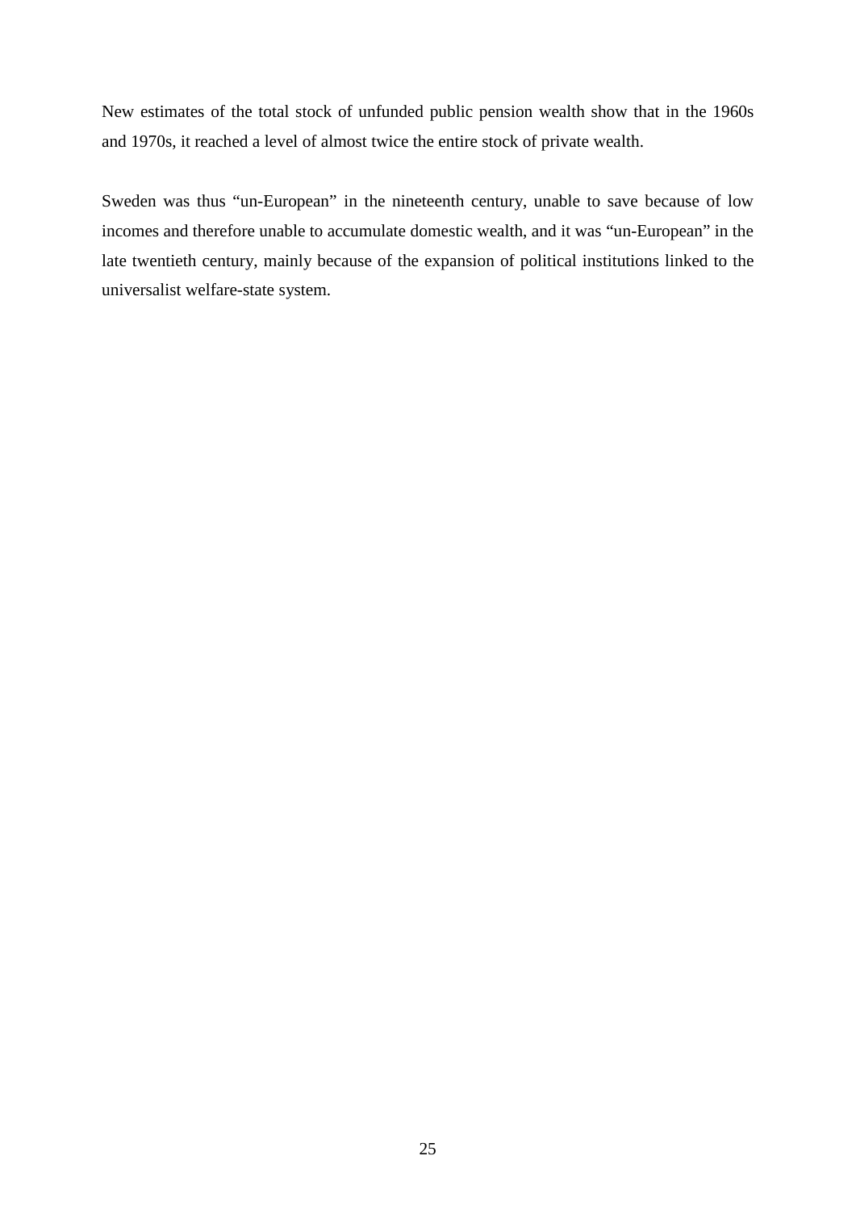New estimates of the total stock of unfunded public pension wealth show that in the 1960s and 1970s, it reached a level of almost twice the entire stock of private wealth.

Sweden was thus “un-European” in the nineteenth century, unable to save because of low incomes and therefore unable to accumulate domestic wealth, and it was “un-European” in the late twentieth century, mainly because of the expansion of political institutions linked to the universalist welfare-state system.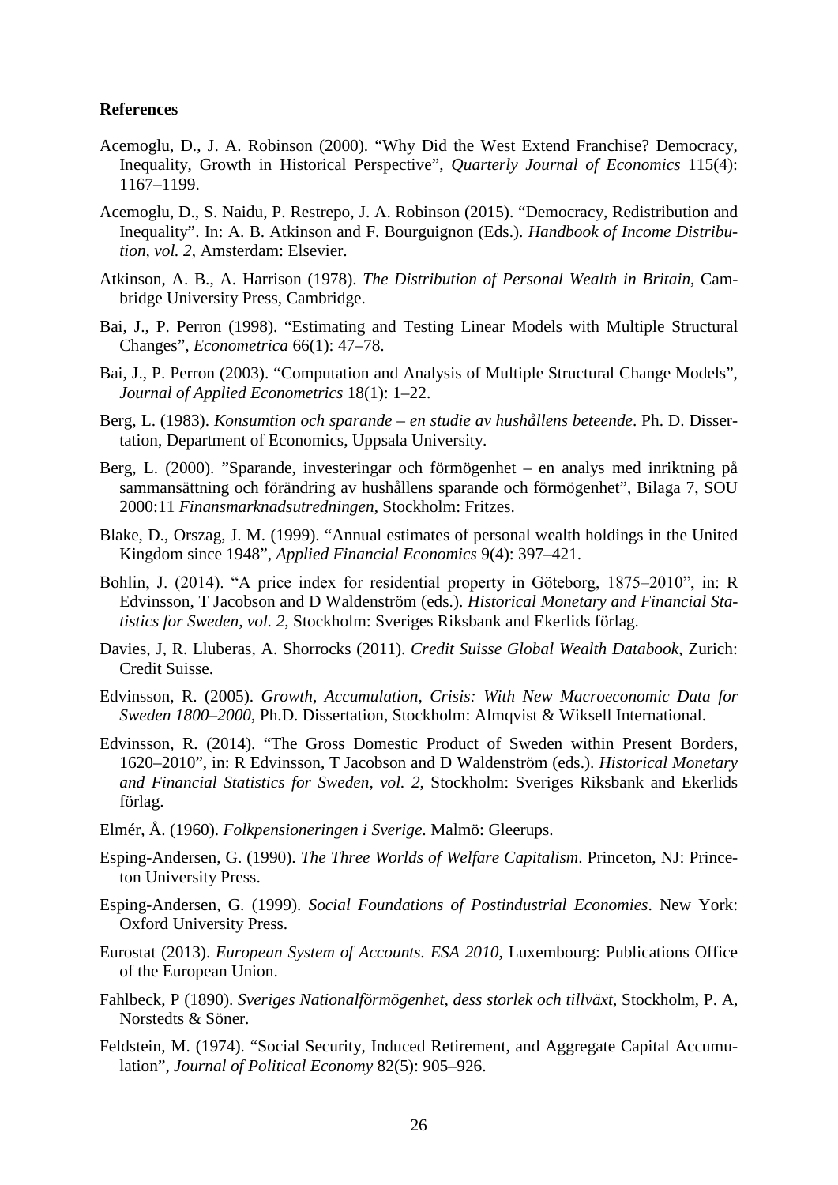**References**

Acemoglu, D., J. A. Robinson (2000). "Why Did the West Extend Franchise? Democracy, Inequality, Growth in Historical Perspective", *Quarterly Journal of Economics* 115(4): 1167–1199.

Acemoglu, D., S. Naidu, P. Restrepo, J. A. Robinson (2015). "Democracy, Redistribution and Inequality". In: A. B. Atkinson and F. Bourguignon (Eds.). *Handbook of Income Distribution, vol. 2*, Amsterdam: Elsevier.

Atkinson, A. B., A. Harrison (1978). *The Distribution of Personal Wealth in Britain*, Cambridge University Press, Cambridge.

Bai, J., P. Perron (1998). "Estimating and Testing Linear Models with Multiple Structural Changes", *Econometrica* 66(1): 47–78.

Bai, J., P. Perron (2003). "Computation and Analysis of Multiple Structural Change Models", *Journal of Applied Econometrics* 18(1): 1–22.

Berg, L. (1983). *Konsumtion och sparande – en studie av hushållens beteende*. Ph. D. Dissertation, Department of Economics, Uppsala University.

Berg, L. (2000). "Sparande, investeringar och förmögenhet – en analys med inriktning på sammansättning och förändring av hushållens sparande och förmögenhet", Bilaga 7, SOU 2000:11 *Finansmarknadsutredningen*, Stockholm: Fritzes.

Blake, D., Orszag, J. M. (1999). "Annual estimates of personal wealth holdings in the United Kingdom since 1948", *Applied Financial Economics* 9(4): 397–421.

Bohlin, J. (2014). "A price index for residential property in Göteborg, 1875–2010", in: R Edvinsson, T Jacobson and D Waldenström (eds.). *Historical Monetary and Financial Statistics for Sweden, vol. 2*, Stockholm: Sveriges Riksbank and Ekerlids förlag.

Davies, J, R. Lluberas, A. Shorrocks (2011). *Credit Suisse Global Wealth Databook*, Zurich: Credit Suisse.

Edvinsson, R. (2005). *Growth, Accumulation, Crisis: With New Macroeconomic Data for Sweden 1800–2000*, Ph.D. Dissertation, Stockholm: Almqvist & Wiksell International.

Edvinsson, R. (2014). "The Gross Domestic Product of Sweden within Present Borders, 1620–2010", in: R Edvinsson, T Jacobson and D Waldenström (eds.). *Historical Monetary and Financial Statistics for Sweden, vol. 2*, Stockholm: Sveriges Riksbank and Ekerlids förlag.

Elmér, Å. (1960). *Folkpensioneringen i Sverige*. Malmö: Gleerups.

Esping-Andersen, G. (1990). *The Three Worlds of Welfare Capitalism*. Princeton, NJ: Princeton University Press.

Esping-Andersen, G. (1999). *Social Foundations of Postindustrial Economies*. New York: Oxford University Press.

Eurostat (2013). *European System of Accounts. ESA 2010*, Luxembourg: Publications Office of the European Union.

Fahlbeck, P (1890). *Sveriges Nationalförmögenhet, dess storlek och tillväxt*, Stockholm, P. A, Norstedts & Söner.

Feldstein, M. (1974). "Social Security, Induced Retirement, and Aggregate Capital Accumulation", *Journal of Political Economy* 82(5): 905–926.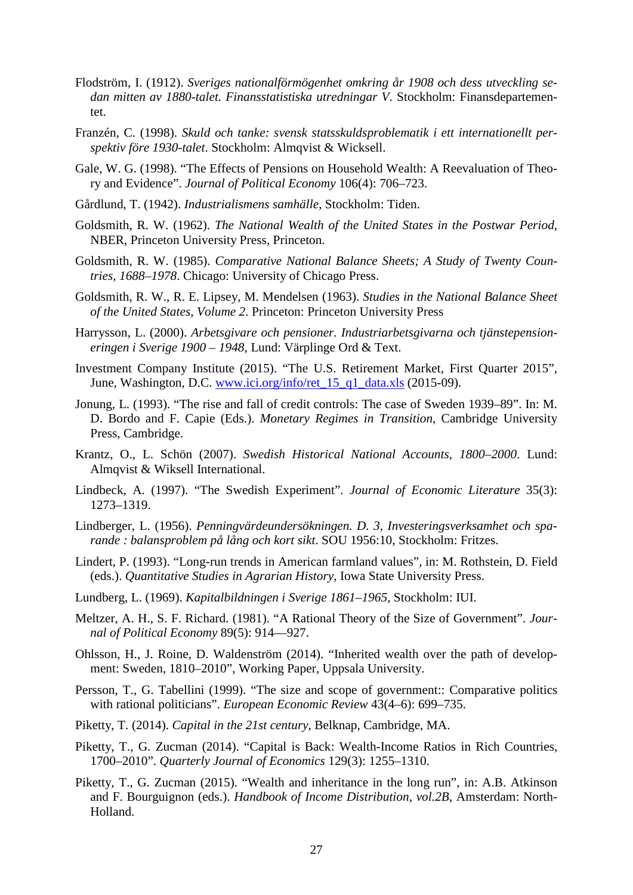Flodström, I. (1912). *Sveriges nationalförmögenhet omkring år 1908 och dess utveckling sedan mitten av 1880-talet. Finansstatistiska utredningar V*. Stockholm: Finansdepartementet.

Franzén, C. (1998). *Skuld och tanke: svensk statsskuldsproblematik i ett internationellt perspektiv före 1930-talet*. Stockholm: Almqvist & Wicksell.

Gale, W. G. (1998). "The Effects of Pensions on Household Wealth: A Reevaluation of Theory and Evidence". *Journal of Political Economy* 106(4): 706–723.

Gårdlund, T. (1942). *Industrialismens samhälle*, Stockholm: Tiden.

Goldsmith, R. W. (1962). *The National Wealth of the United States in the Postwar Period*, NBER, Princeton University Press, Princeton.

Goldsmith, R. W. (1985). *Comparative National Balance Sheets; A Study of Twenty Countries, 1688–1978*. Chicago: University of Chicago Press.

Goldsmith, R. W., R. E. Lipsey, M. Mendelsen (1963). *Studies in the National Balance Sheet of the United States, Volume 2*. Princeton: Princeton University Press

Harrysson, L. (2000). *Arbetsgivare och pensioner. Industriarbetsgivarna och tjänstepensioneringen i Sverige 1900 – 1948*, Lund: Värplinge Ord & Text.

Investment Company Institute (2015). "The U.S. Retirement Market, First Quarter 2015", June, Washington, D.C. www.ici.org/info/ret_15_q1_data.xls (2015-09).

Jonung, L. (1993). "The rise and fall of credit controls: The case of Sweden 1939–89". In: M. D. Bordo and F. Capie (Eds.). *Monetary Regimes in Transition*, Cambridge University Press, Cambridge.

Krantz, O., L. Schön (2007). *Swedish Historical National Accounts, 1800–2000*. Lund: Almqvist & Wiksell International.

Lindbeck, A. (1997). "The Swedish Experiment". *Journal of Economic Literature* 35(3): 1273–1319.

Lindberger, L. (1956). *Penningvärdeundersökningen. D. 3, Investeringsverksamhet och sparande : balansproblem på lång och kort sikt*. SOU 1956:10, Stockholm: Fritzes.

Lindert, P. (1993). "Long-run trends in American farmland values", in: M. Rothstein, D. Field (eds.). *Quantitative Studies in Agrarian History*, Iowa State University Press.

Lundberg, L. (1969). *Kapitalbildningen i Sverige 1861–1965*, Stockholm: IUI.

Meltzer, A. H., S. F. Richard. (1981). "A Rational Theory of the Size of Government". *Journal of Political Economy* 89(5): 914—927.

Ohlsson, H., J. Roine, D. Waldenström (2014). "Inherited wealth over the path of development: Sweden, 1810–2010", Working Paper, Uppsala University.

Persson, T., G. Tabellini (1999). "The size and scope of government:: Comparative politics with rational politicians". *European Economic Review* 43(4–6): 699–735.

Piketty, T. (2014). *Capital in the 21st century*, Belknap, Cambridge, MA.

Piketty, T., G. Zucman (2014). "Capital is Back: Wealth-Income Ratios in Rich Countries, 1700–2010". *Quarterly Journal of Economics* 129(3): 1255–1310.

Piketty, T., G. Zucman (2015). "Wealth and inheritance in the long run", in: A.B. Atkinson and F. Bourguignon (eds.). *Handbook of Income Distribution, vol.2B*, Amsterdam: North-Holland.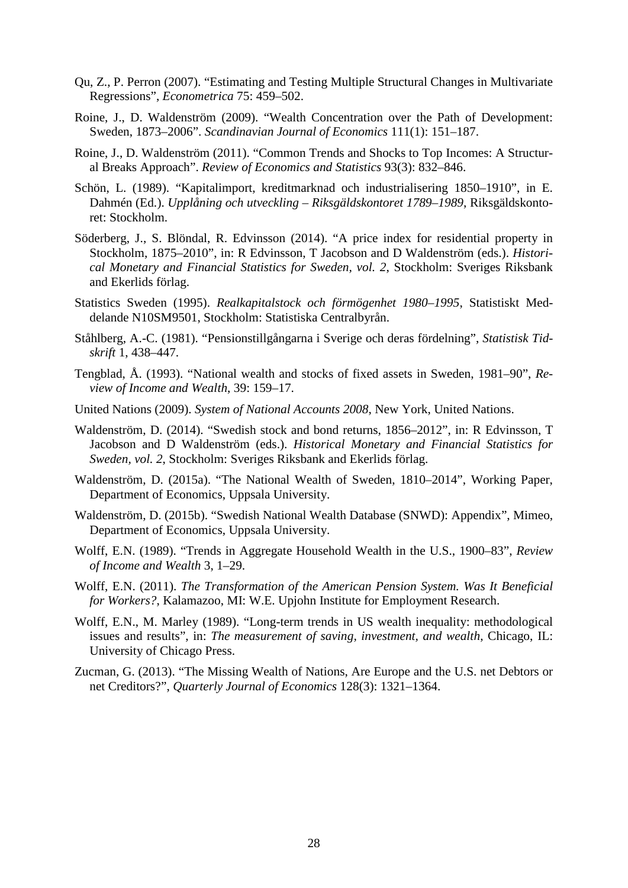Qu, Z., P. Perron (2007). "Estimating and Testing Multiple Structural Changes in Multivariate Regressions", *Econometrica* 75: 459–502.

Roine, J., D. Waldenström (2009). "Wealth Concentration over the Path of Development: Sweden, 1873–2006". *Scandinavian Journal of Economics* 111(1): 151–187.

Roine, J., D. Waldenström (2011). "Common Trends and Shocks to Top Incomes: A Structural Breaks Approach". *Review of Economics and Statistics* 93(3): 832–846.

Schön, L. (1989). "Kapitalimport, kreditmarknad och industrialisering 1850–1910", in E. Dahmén (Ed.). *Upplåning och utveckling – Riksgäldskontoret 1789–1989*, Riksgäldskontoret: Stockholm.

Söderberg, J., S. Blöndal, R. Edvinsson (2014). "A price index for residential property in Stockholm, 1875–2010", in: R Edvinsson, T Jacobson and D Waldenström (eds.). *Historical Monetary and Financial Statistics for Sweden, vol. 2*, Stockholm: Sveriges Riksbank and Ekerlids förlag.

Statistics Sweden (1995). *Realkapitalstock och förmögenhet 1980–1995*, Statistiskt Meddelande N10SM9501, Stockholm: Statistiska Centralbyrån.

Ståhlberg, A.-C. (1981). "Pensionstillgångarna i Sverige och deras fördelning", *Statistisk Tidskrift* 1, 438–447.

Tengblad, Å. (1993). "National wealth and stocks of fixed assets in Sweden, 1981–90", *Review of Income and Wealth*, 39: 159–17.

United Nations (2009). *System of National Accounts 2008*, New York, United Nations.

Waldenström, D. (2014). "Swedish stock and bond returns, 1856–2012", in: R Edvinsson, T Jacobson and D Waldenström (eds.). *Historical Monetary and Financial Statistics for Sweden, vol. 2*, Stockholm: Sveriges Riksbank and Ekerlids förlag.

Waldenström, D. (2015a). "The National Wealth of Sweden, 1810–2014", Working Paper, Department of Economics, Uppsala University.

Waldenström, D. (2015b). "Swedish National Wealth Database (SNWD): Appendix", Mimeo, Department of Economics, Uppsala University.

Wolff, E.N. (1989). "Trends in Aggregate Household Wealth in the U.S., 1900–83", *Review of Income and Wealth* 3, 1–29.

Wolff, E.N. (2011). *The Transformation of the American Pension System. Was It Beneficial for Workers?*, Kalamazoo, MI: W.E. Upjohn Institute for Employment Research.

Wolff, E.N., M. Marley (1989). "Long-term trends in US wealth inequality: methodological issues and results", in: *The measurement of saving, investment, and wealth*, Chicago, IL: University of Chicago Press.

Zucman, G. (2013). "The Missing Wealth of Nations, Are Europe and the U.S. net Debtors or net Creditors?", *Quarterly Journal of Economics* 128(3): 1321–1364.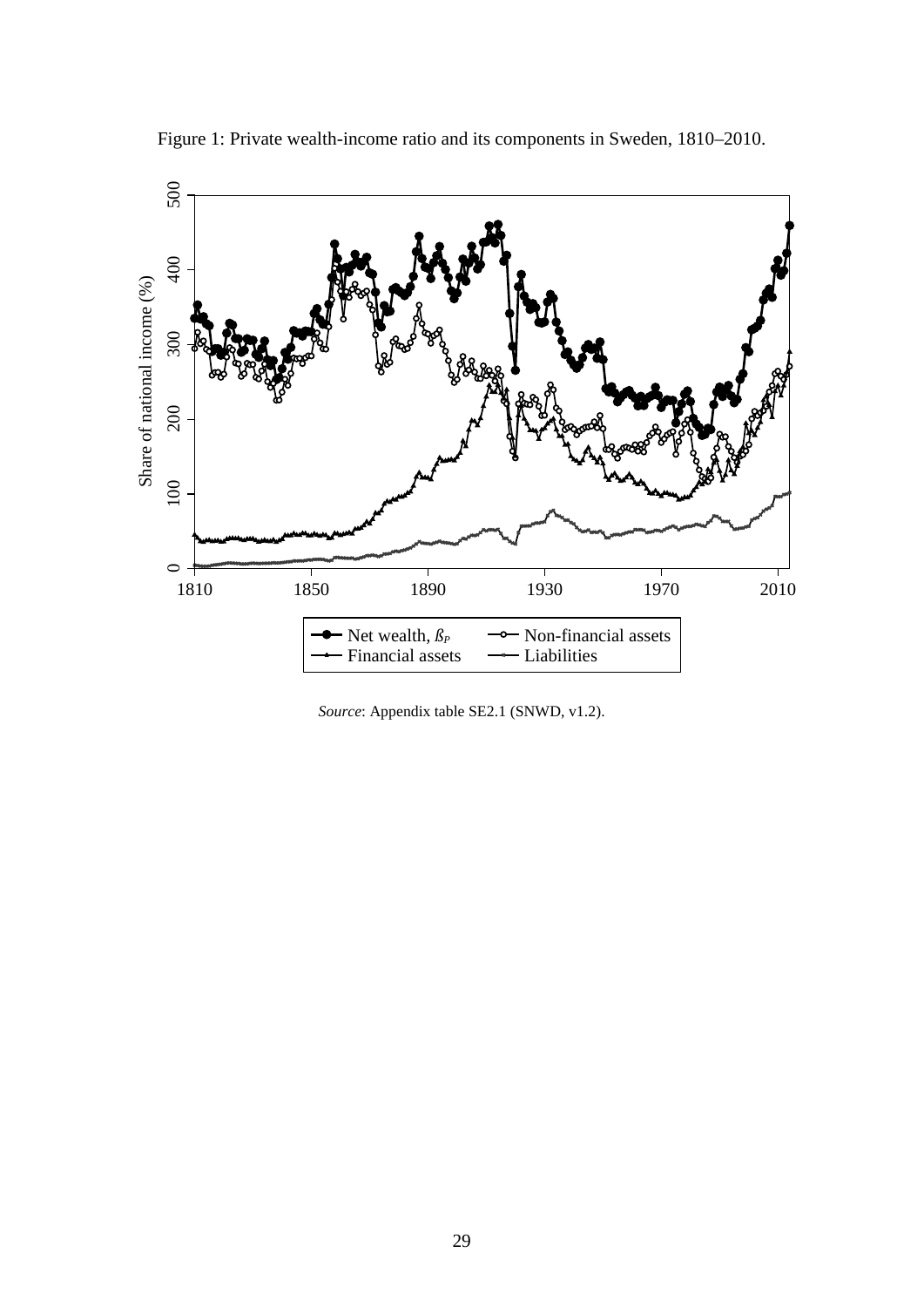Figure 1: Private wealth-income ratio and its components in Sweden, 1810–2010.

*Source*: Appendix table SE2.1 (SNWD, v1.2).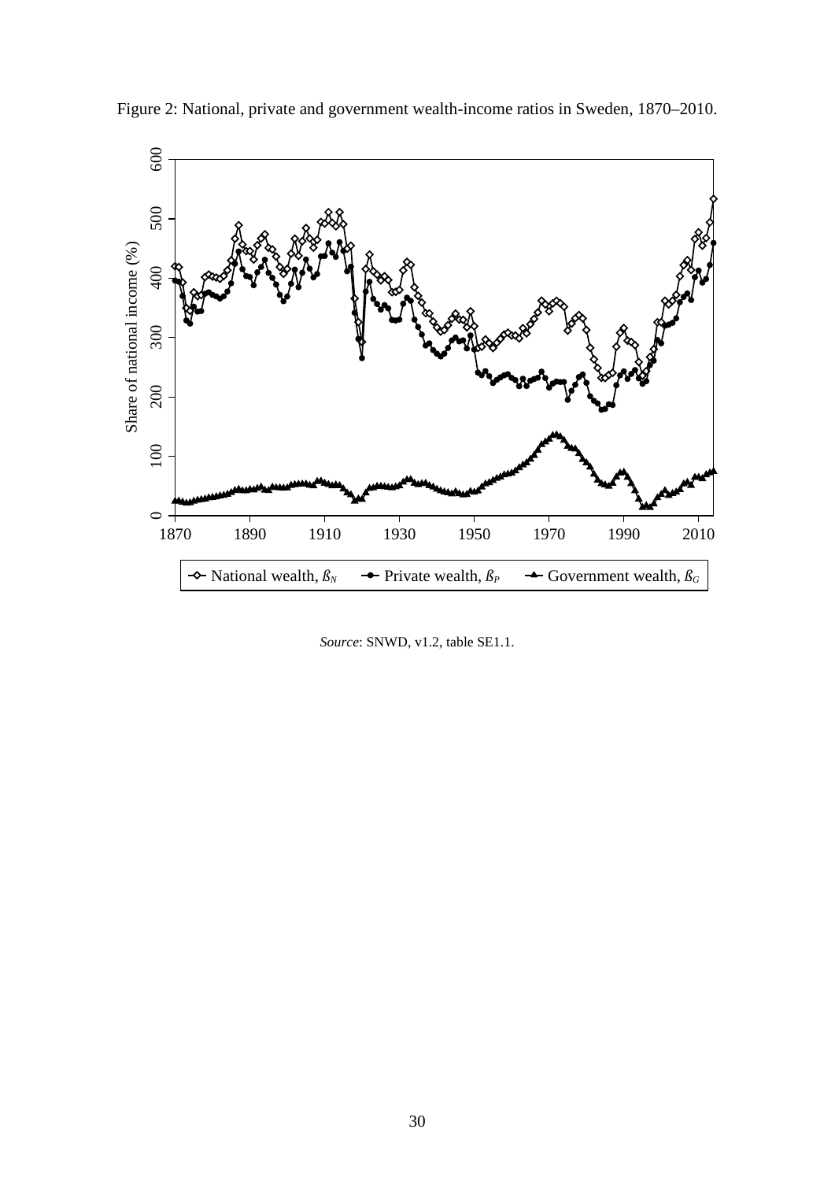Figure 2: National, private and government wealth-income ratios in Sweden, 1870–2010.

*Source*: SNWD, v1.2, table SE1.1.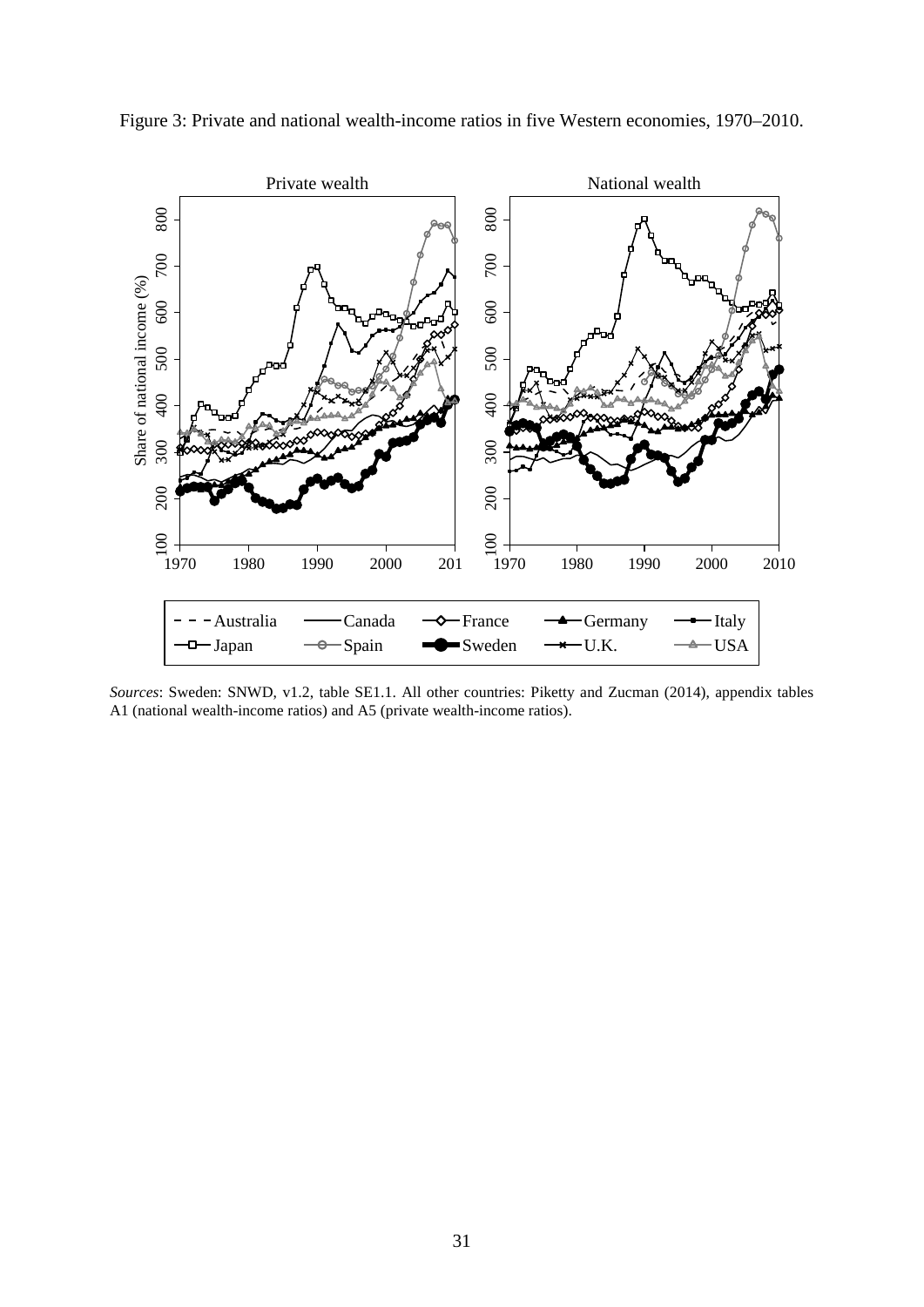Figure 3: Private and national wealth-income ratios in five Western economies, 1970–2010.

*Sources*: Sweden: SNWD, v1.2, table SE1.1. All other countries: Piketty and Zucman (2014), appendix tables A1 (national wealth-income ratios) and A5 (private wealth-income ratios).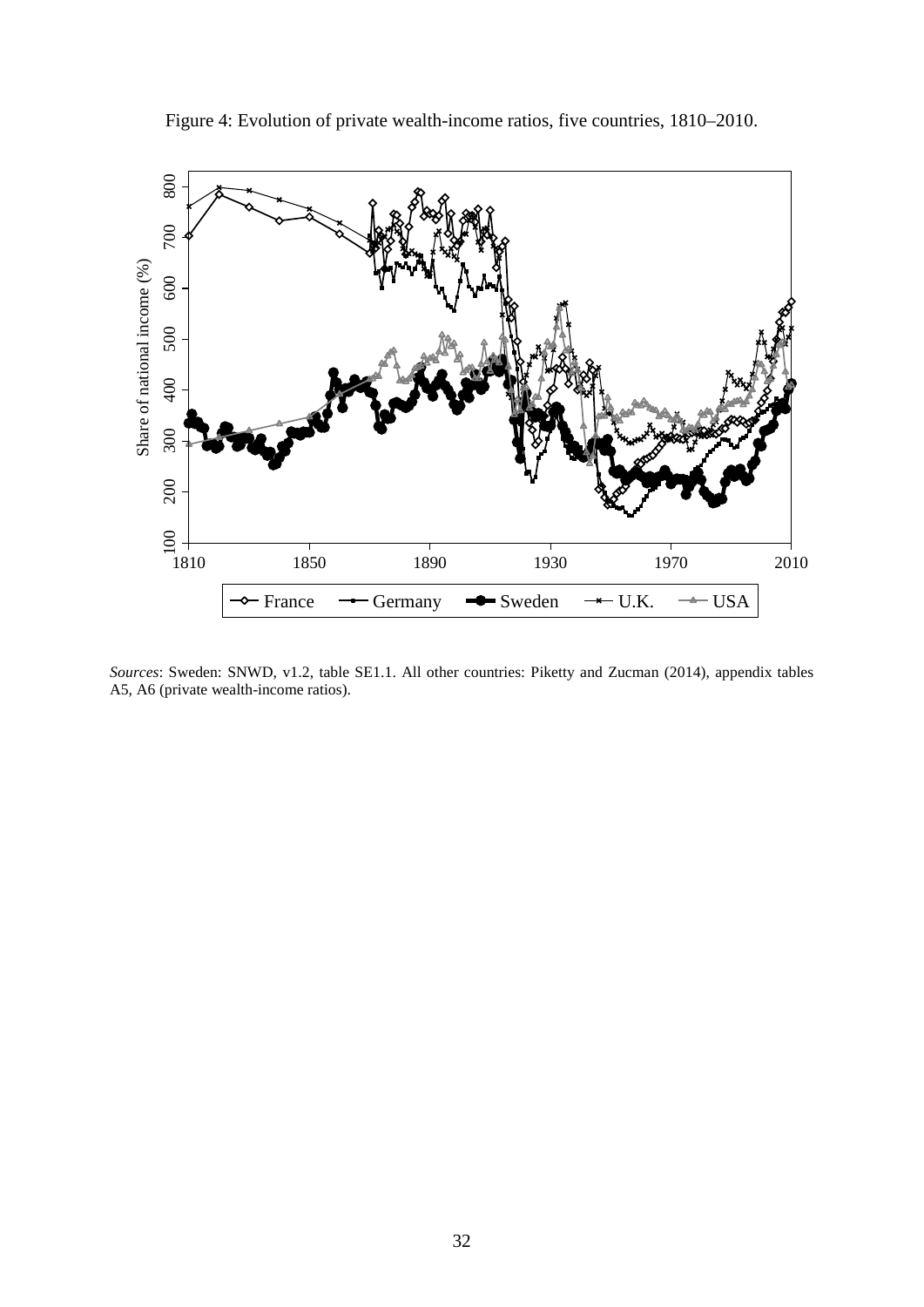Figure 4: Evolution of private wealth-income ratios, five countries, 1810–2010.

*Sources*: Sweden: SNWD, v1.2, table SE1.1. All other countries: Piketty and Zucman (2014), appendix tables A5, A6 (private wealth-income ratios).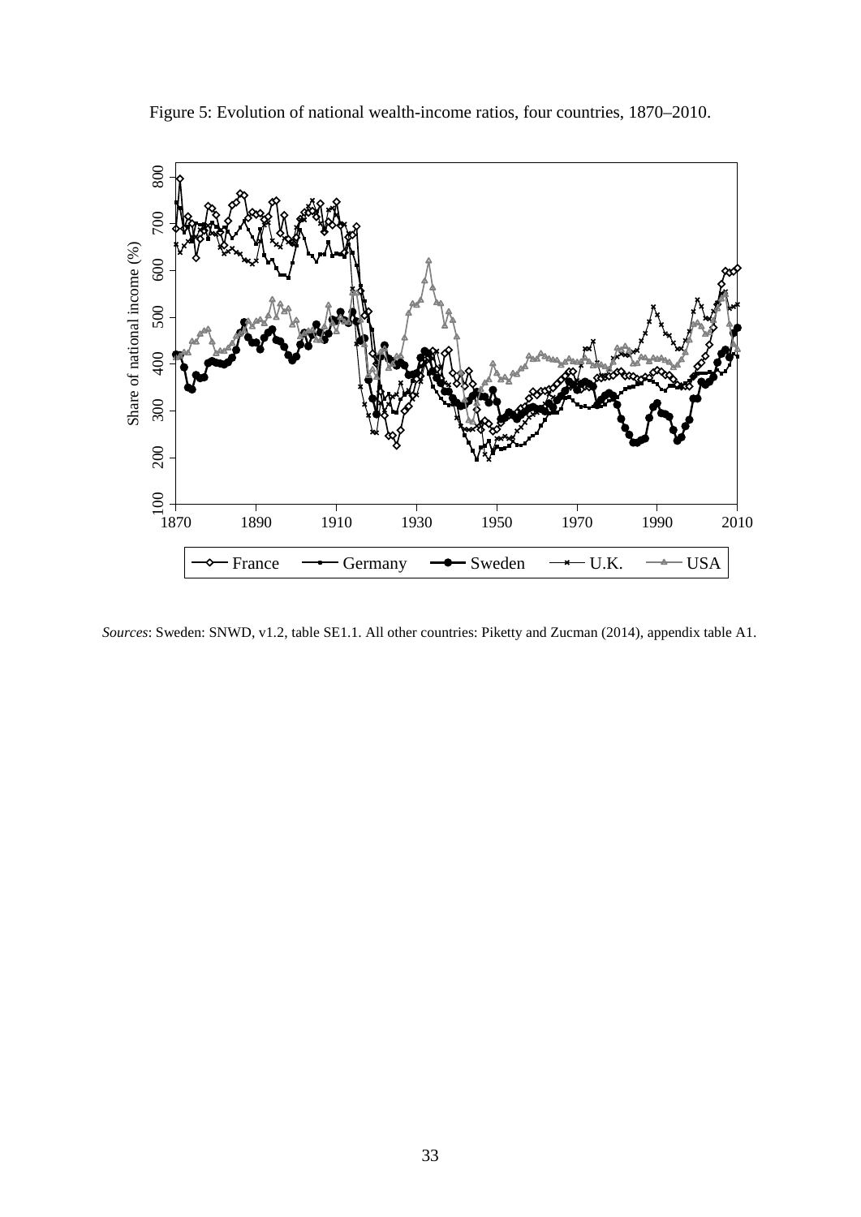Figure 5: Evolution of national wealth-income ratios, four countries, 1870–2010.

*Sources*: Sweden: SNWD, v1.2, table SE1.1. All other countries: Piketty and Zucman (2014), appendix table A1.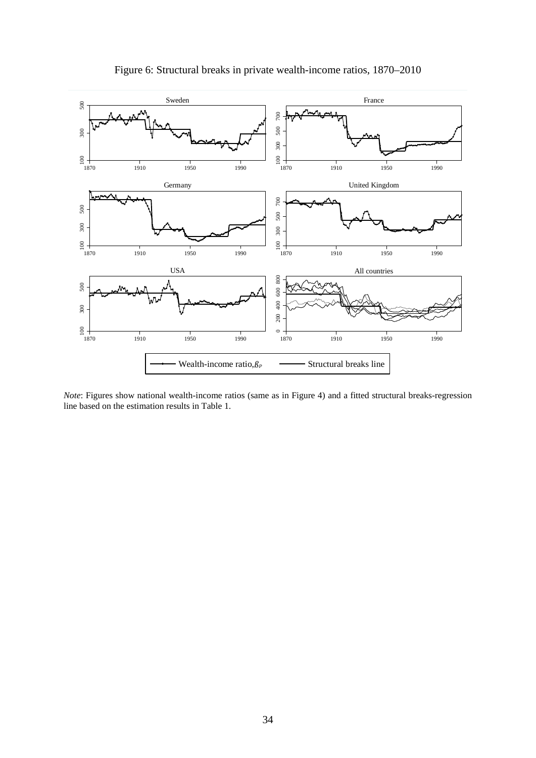Figure 6: Structural breaks in private wealth-income ratios, 1870–2010

*Note*: Figures show national wealth-income ratios (same as in Figure 4) and a fitted structural breaks-regression line based on the estimation results in Table 1.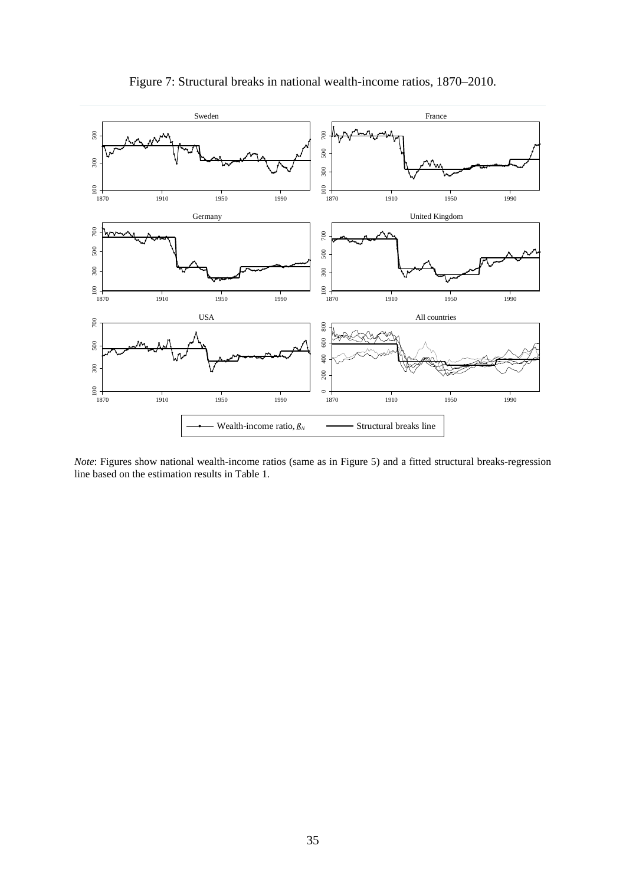Figure 7: Structural breaks in national wealth-income ratios, 1870–2010.

*Note*: Figures show national wealth-income ratios (same as in Figure 5) and a fitted structural breaks-regression line based on the estimation results in Table 1.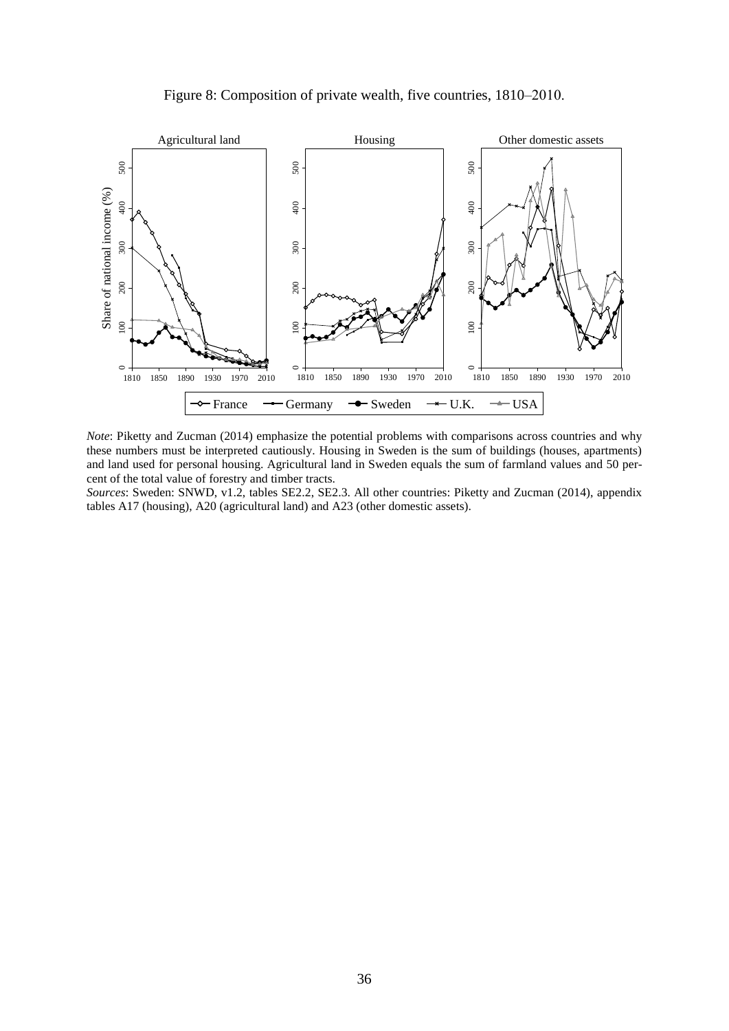Figure 8: Composition of private wealth, five countries, 1810–2010.

*Note*: Piketty and Zucman (2014) emphasize the potential problems with comparisons across countries and why these numbers must be interpreted cautiously. Housing in Sweden is the sum of buildings (houses, apartments) and land used for personal housing. Agricultural land in Sweden equals the sum of farmland values and 50 percent of the total value of forestry and timber tracts.
*Sources*: Sweden: SNWD, v1.2, tables SE2.2, SE2.3. All other countries: Piketty and Zucman (2014), appendix tables A17 (housing), A20 (agricultural land) and A23 (other domestic assets).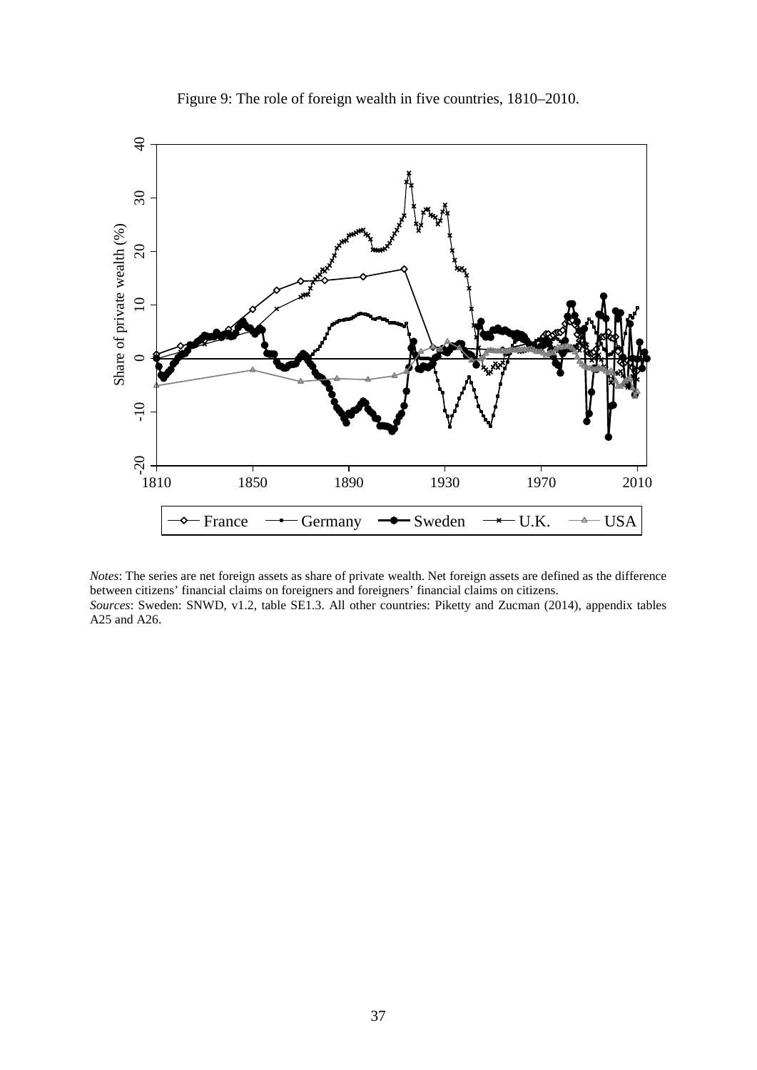Figure 9: The role of foreign wealth in five countries, 1810–2010.

*Notes*: The series are net foreign assets as share of private wealth. Net foreign assets are defined as the difference between citizens' financial claims on foreigners and foreigners' financial claims on citizens.
*Sources*: Sweden: SNWD, v1.2, table SE1.3. All other countries: Piketty and Zucman (2014), appendix tables A25 and A26.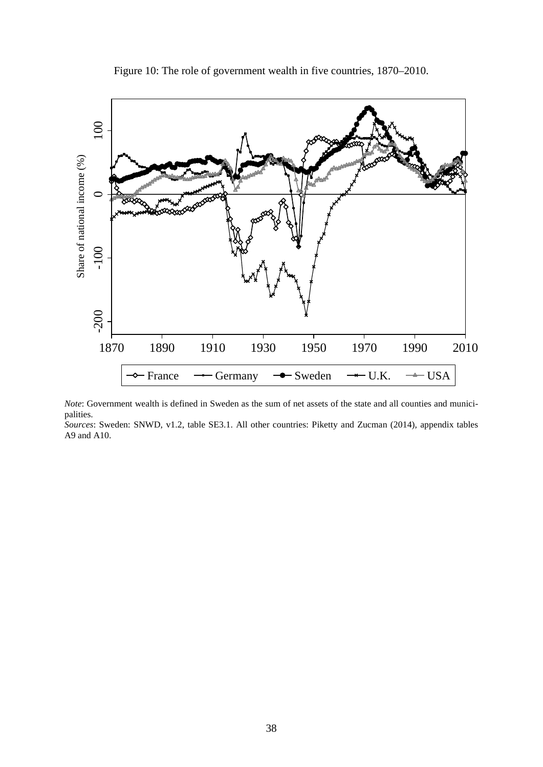Figure 10: The role of government wealth in five countries, 1870–2010.

*Note*: Government wealth is defined in Sweden as the sum of net assets of the state and all counties and municipalities.
*Sources*: Sweden: SNWD, v1.2, table SE3.1. All other countries: Piketty and Zucman (2014), appendix tables A9 and A10.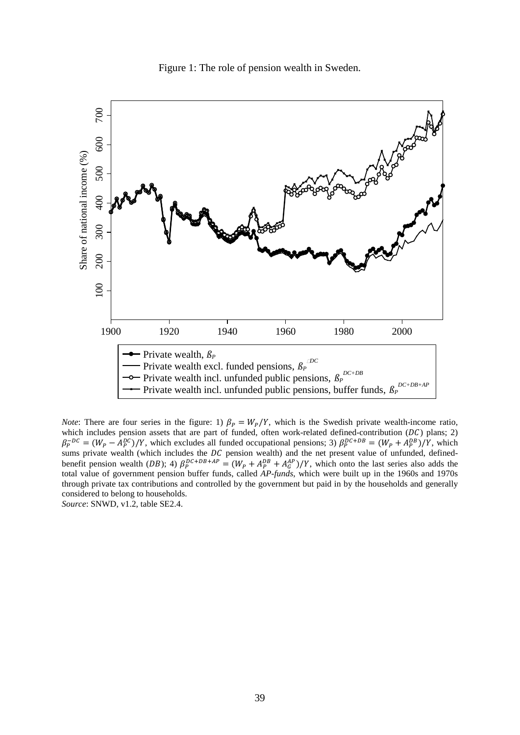Figure 1: The role of pension wealth in Sweden.

*Note*: There are four series in the figure: 1) $\beta_P = W_P/Y$, which is the Swedish private wealth-income ratio, which includes pension assets that are part of funded, often work-related defined-contribution ($DC$) plans; 2) $\beta_P^{-DC} = (W_P - A_P^{DC})/Y$, which excludes all funded occupational pensions; 3) $\beta_P^{DC+DB} = (W_P + A_P^{DB})/Y$, which sums private wealth (which includes the $DC$ pension wealth) and the net present value of unfunded, defined-benefit pension wealth ($DB$); 4) $\beta_P^{DC+DB+AP} = (W_P + A_P^{DB} + A_G^{AP})/Y$, which onto the last series also adds the total value of government pension buffer funds, called *AP-funds*, which were built up in the 1960s and 1970s through private tax contributions and controlled by the government but paid in by the households and generally considered to belong to households.

*Source*: SNWD, v1.2, table SE2.4.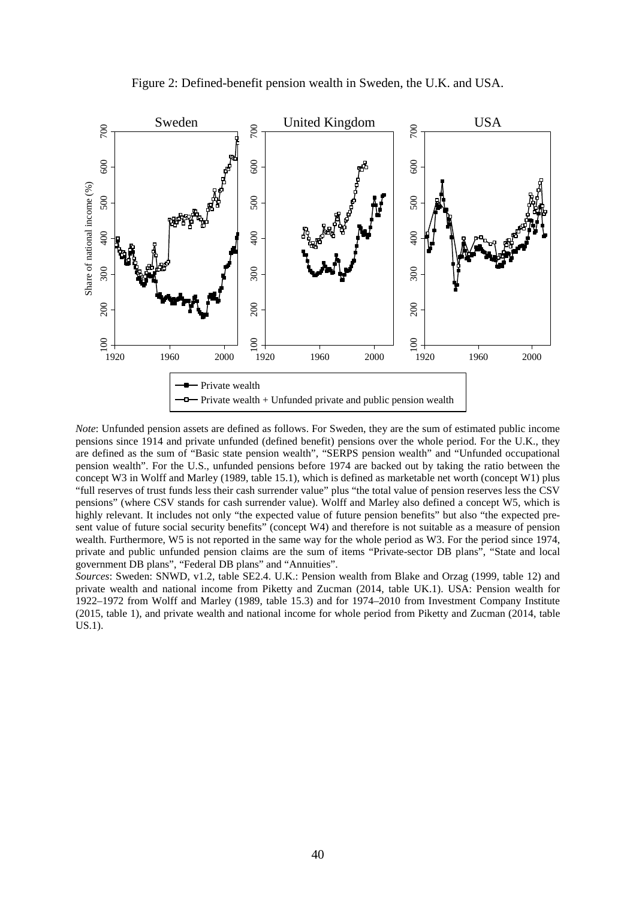Figure 2: Defined-benefit pension wealth in Sweden, the U.K. and USA.

*Note*: Unfunded pension assets are defined as follows. For Sweden, they are the sum of estimated public income pensions since 1914 and private unfunded (defined benefit) pensions over the whole period. For the U.K., they are defined as the sum of "Basic state pension wealth", "SERPS pension wealth" and "Unfunded occupational pension wealth". For the U.S., unfunded pensions before 1974 are backed out by taking the ratio between the concept W3 in Wolff and Marley (1989, table 15.1), which is defined as marketable net worth (concept W1) plus "full reserves of trust funds less their cash surrender value" plus "the total value of pension reserves less the CSV pensions" (where CSV stands for cash surrender value). Wolff and Marley also defined a concept W5, which is highly relevant. It includes not only "the expected value of future pension benefits" but also "the expected present value of future social security benefits" (concept W4) and therefore is not suitable as a measure of pension wealth. Furthermore, W5 is not reported in the same way for the whole period as W3. For the period since 1974, private and public unfunded pension claims are the sum of items "Private-sector DB plans", "State and local government DB plans", "Federal DB plans" and "Annuities".

*Sources*: Sweden: SNWD, v1.2, table SE2.4. U.K.: Pension wealth from Blake and Orzag (1999, table 12) and private wealth and national income from Piketty and Zucman (2014, table UK.1). USA: Pension wealth for 1922–1972 from Wolff and Marley (1989, table 15.3) and for 1974–2010 from Investment Company Institute (2015, table 1), and private wealth and national income for whole period from Piketty and Zucman (2014, table US.1).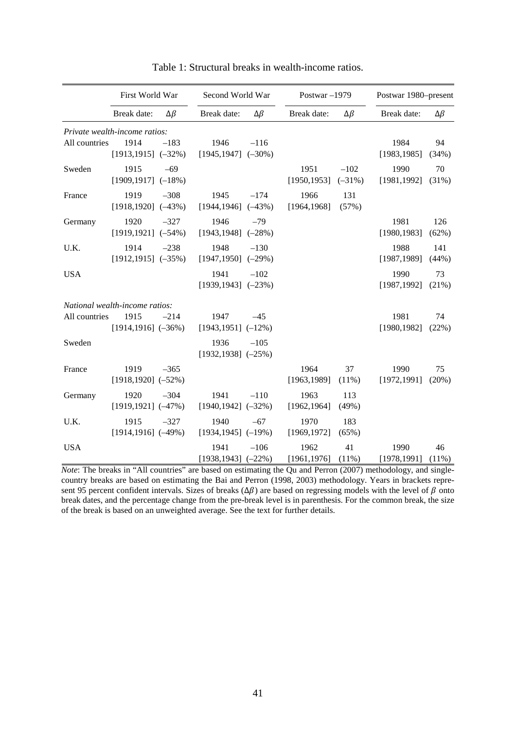Table 1: Structural breaks in wealth-income ratios.

| | First World War | | Second World War | | Postwar –1979 | | Postwar 1980–present | |
|---|---|---|---|---|---|---|---|---|
| | Break date: | $\Delta\beta$ | Break date: | $\Delta\beta$ | Break date: | $\Delta\beta$ | Break date: | $\Delta\beta$ |
| *Private wealth-income ratios:* | | | | | | | | |
| All countries | 1914 [1913,1915] | –183 (–32%) | 1946 [1945,1947] | –116 (–30%) | | | 1984 [1983,1985] | 94 (34%) |
| Sweden | 1915 [1909,1917] | –69 (–18%) | | | 1951 [1950,1953] | –102 (–31%) | 1990 [1981,1992] | 70 (31%) |
| France | 1919 [1918,1920] | –308 (–43%) | 1945 [1944,1946] | –174 (–43%) | 1966 [1964,1968] | 131 (57%) | | |
| Germany | 1920 [1919,1921] | –327 (–54%) | 1946 [1943,1948] | –79 (–28%) | | | 1981 [1980,1983] | 126 (62%) |
| U.K. | 1914 [1912,1915] | –238 (–35%) | 1948 [1947,1950] | –130 (–29%) | | | 1988 [1987,1989] | 141 (44%) |
| USA | | | 1941 [1939,1943] | –102 (–23%) | | | 1990 [1987,1992] | 73 (21%) |
| *National wealth-income ratios:* | | | | | | | | |
| All countries | 1915 [1914,1916] | –214 (–36%) | 1947 [1943,1951] | –45 (–12%) | | | 1981 [1980,1982] | 74 (22%) |
| Sweden | | | 1936 [1932,1938] | –105 (–25%) | | | | |
| France | 1919 [1918,1920] | –365 (–52%) | | | 1964 [1963,1989] | 37 (11%) | 1990 [1972,1991] | 75 (20%) |
| Germany | 1920 [1919,1921] | –304 (–47%) | 1941 [1940,1942] | –110 (–32%) | 1963 [1962,1964] | 113 (49%) | | |
| U.K. | 1915 [1914,1916] | –327 (–49%) | 1940 [1934,1945] | –67 (–19%) | 1970 [1969,1972] | 183 (65%) | | |
| USA | | | 1941 [1938,1943] | –106 (–22%) | 1962 [1961,1976] | 41 (11%) | 1990 [1978,1991] | 46 (11%) |

*Note*: The breaks in "All countries" are based on estimating the Qu and Perron (2007) methodology, and single-country breaks are based on estimating the Bai and Perron (1998, 2003) methodology. Years in brackets represent 95 percent confident intervals. Sizes of breaks ($\Delta\beta$) are based on regressing models with the level of $\beta$ onto break dates, and the percentage change from the pre-break level is in parenthesis. For the common break, the size of the break is based on an unweighted average. See the text for further details.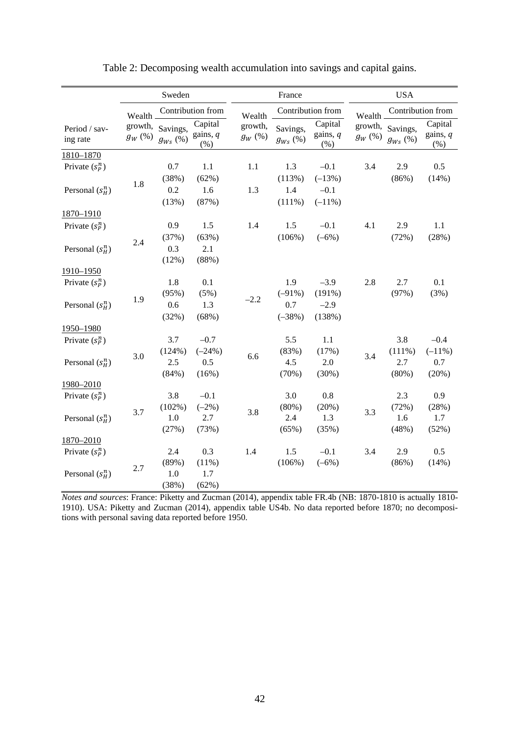Table 2: Decomposing wealth accumulation into savings and capital gains.

| | Sweden | | | France | | | USA | | |
|---|---|---|---|---|---|---|---|---|---|
| | Wealth growth, $g_W$ (%) | Contribution from | | Wealth growth, $g_W$ (%) | Contribution from | | Wealth growth, $g_W$ (%) | Contribution from | |
| Period / saving rate | | Savings, $g_{Ws}$ (%) | Capital gains, $q$ (%) | | Savings, $g_{Ws}$ (%) | Capital gains, $q$ (%) | | Savings, $g_{Ws}$ (%) | Capital gains, $q$ (%) |
| 1810–1870 | | | | | | | | | |
| Private ($s_P^n$) | 1.8 | 0.7 | 1.1 | 1.1 | 1.3 | –0.1 | 3.4 | 2.9 | 0.5 |
| | | (38%) | (62%) | | (113%) | (–13%) | | (86%) | (14%) |
| Personal ($s_H^n$) | | 0.2 | 1.6 | 1.3 | 1.4 | –0.1 | | | |
| | | (13%) | (87%) | | (111%) | (–11%) | | | |
| 1870–1910 | | | | | | | | | |
| Private ($s_P^n$) | 2.4 | 0.9 | 1.5 | 1.4 | 1.5 | –0.1 | 4.1 | 2.9 | 1.1 |
| | | (37%) | (63%) | | (106%) | (–6%) | | (72%) | (28%) |
| Personal ($s_H^n$) | | 0.3 | 2.1 | | | | | | |
| | | (12%) | (88%) | | | | | | |
| 1910–1950 | | | | | | | | | |
| Private ($s_P^n$) | 1.9 | 1.8 | 0.1 | –2.2 | 1.9 | –3.9 | 2.8 | 2.7 | 0.1 |
| | | (95%) | (5%) | | (–91%) | (191%) | | (97%) | (3%) |
| Personal ($s_H^n$) | | 0.6 | 1.3 | | 0.7 | –2.9 | | | |
| | | (32%) | (68%) | | (–38%) | (138%) | | | |
| 1950–1980 | | | | | | | | | |
| Private ($s_P^n$) | 3.0 | 3.7 | –0.7 | 6.6 | 5.5 | 1.1 | 3.4 | 3.8 | –0.4 |
| | | (124%) | (–24%) | | (83%) | (17%) | | (111%) | (–11%) |
| Personal ($s_H^n$) | | 2.5 | 0.5 | | 4.5 | 2.0 | | 2.7 | 0.7 |
| | | (84%) | (16%) | | (70%) | (30%) | | (80%) | (20%) |
| 1980–2010 | | | | | | | | | |
| Private ($s_P^n$) | 3.7 | 3.8 | –0.1 | 3.8 | 3.0 | 0.8 | 3.3 | 2.3 | 0.9 |
| | | (102%) | (–2%) | | (80%) | (20%) | | (72%) | (28%) |
| Personal ($s_H^n$) | | 1.0 | 2.7 | | 2.4 | 1.3 | | 1.6 | 1.7 |
| | | (27%) | (73%) | | (65%) | (35%) | | (48%) | (52%) |
| 1870–2010 | | | | | | | | | |
| Private ($s_P^n$) | 2.7 | 2.4 | 0.3 | 1.4 | 1.5 | –0.1 | 3.4 | 2.9 | 0.5 |
| | | (89%) | (11%) | | (106%) | (–6%) | | (86%) | (14%) |
| Personal ($s_H^n$) | | 1.0 | 1.7 | | | | | | |
| | | (38%) | (62%) | | | | | | |

*Notes and sources*: France: Piketty and Zucman (2014), appendix table FR.4b (NB: 1870-1810 is actually 1810-1910). USA: Piketty and Zucman (2014), appendix table US4b. No data reported before 1870; no decompositions with personal saving data reported before 1950.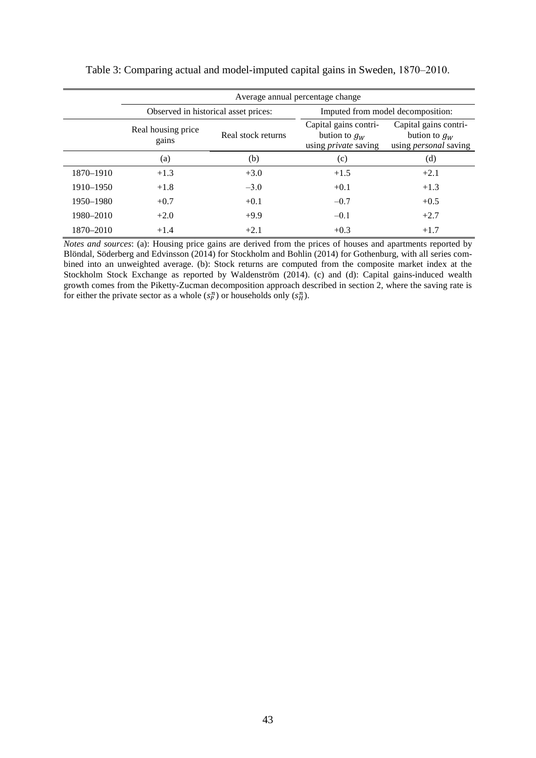Table 3: Comparing actual and model-imputed capital gains in Sweden, 1870–2010.

| | Average annual percentage change | | | |
|---|---|---|---|---|
| | Observed in historical asset prices: | | Imputed from model decomposition: | |
| | Real housing price gains | Real stock returns | Capital gains contribution to $g_W$ using *private* saving | Capital gains contribution to $g_W$ using *personal* saving |
| | (a) | (b) | (c) | (d) |
| 1870–1910 | +1.3 | +3.0 | +1.5 | +2.1 |
| 1910–1950 | +1.8 | –3.0 | +0.1 | +1.3 |
| 1950–1980 | +0.7 | +0.1 | –0.7 | +0.5 |
| 1980–2010 | +2.0 | +9.9 | –0.1 | +2.7 |
| 1870–2010 | +1.4 | +2.1 | +0.3 | +1.7 |

*Notes and sources*: (a): Housing price gains are derived from the prices of houses and apartments reported by Blöndal, Söderberg and Edvinsson (2014) for Stockholm and Bohlin (2014) for Gothenburg, with all series combined into an unweighted average. (b): Stock returns are computed from the composite market index at the Stockholm Stock Exchange as reported by Waldenström (2014). (c) and (d): Capital gains-induced wealth growth comes from the Piketty-Zucman decomposition approach described in section 2, where the saving rate is for either the private sector as a whole ($s_P^n$) or households only ($s_H^n$).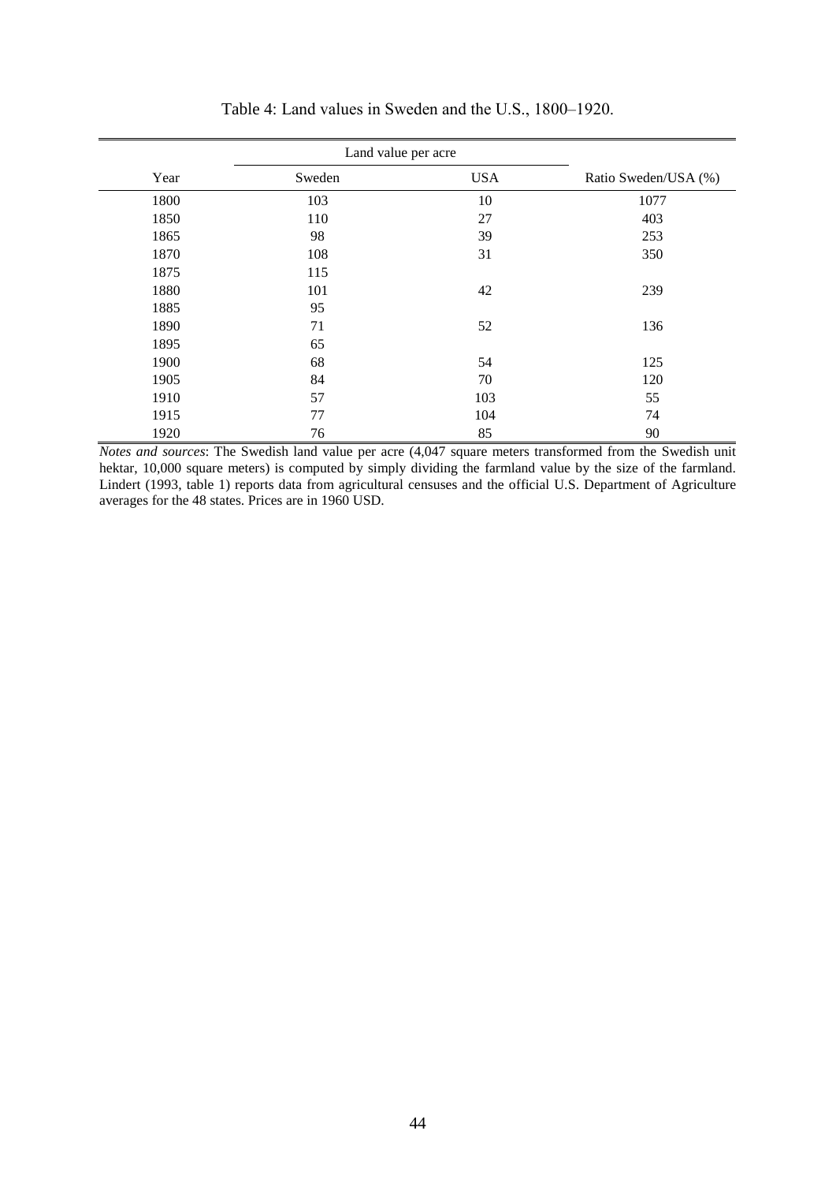Table 4: Land values in Sweden and the U.S., 1800–1920.

| Year | Land value per acre | | Ratio Sweden/USA (%) |
|---|---|---|---|
| | Sweden | USA | |
| 1800 | 103 | 10 | 1077 |
| 1850 | 110 | 27 | 403 |
| 1865 | 98 | 39 | 253 |
| 1870 | 108 | 31 | 350 |
| 1875 | 115 | | |
| 1880 | 101 | 42 | 239 |
| 1885 | 95 | | |
| 1890 | 71 | 52 | 136 |
| 1895 | 65 | | |
| 1900 | 68 | 54 | 125 |
| 1905 | 84 | 70 | 120 |
| 1910 | 57 | 103 | 55 |
| 1915 | 77 | 104 | 74 |
| 1920 | 76 | 85 | 90 |

*Notes and sources*: The Swedish land value per acre (4,047 square meters transformed from the Swedish unit hektar, 10,000 square meters) is computed by simply dividing the farmland value by the size of the farmland. Lindert (1993, table 1) reports data from agricultural censuses and the official U.S. Department of Agriculture averages for the 48 states. Prices are in 1960 USD.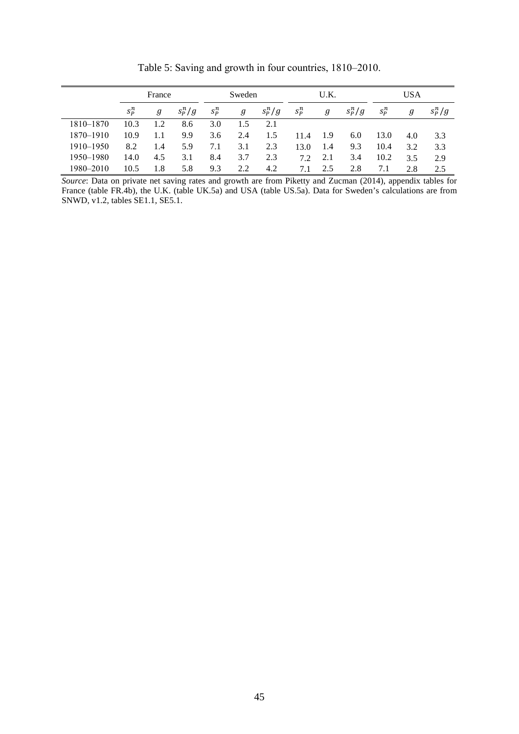Table 5: Saving and growth in four countries, 1810–2010.

| | France | | | Sweden | | | U.K. | | | USA | | |
|---|---|---|---|---|---|---|---|---|---|---|---|---|
| | $s_P^n$ | $g$ | $s_P^n/g$ | $s_P^n$ | $g$ | $s_P^n/g$ | $s_P^n$ | $g$ | $s_P^n/g$ | $s_P^n$ | $g$ | $s_P^n/g$ |
| 1810–1870 | 10.3 | 1.2 | 8.6 | 3.0 | 1.5 | 2.1 | | | | | | |
| 1870–1910 | 10.9 | 1.1 | 9.9 | 3.6 | 2.4 | 1.5 | 11.4 | 1.9 | 6.0 | 13.0 | 4.0 | 3.3 |
| 1910–1950 | 8.2 | 1.4 | 5.9 | 7.1 | 3.1 | 2.3 | 13.0 | 1.4 | 9.3 | 10.4 | 3.2 | 3.3 |
| 1950–1980 | 14.0 | 4.5 | 3.1 | 8.4 | 3.7 | 2.3 | 7.2 | 2.1 | 3.4 | 10.2 | 3.5 | 2.9 |
| 1980–2010 | 10.5 | 1.8 | 5.8 | 9.3 | 2.2 | 4.2 | 7.1 | 2.5 | 2.8 | 7.1 | 2.8 | 2.5 |

*Source*: Data on private net saving rates and growth are from Piketty and Zucman (2014), appendix tables for France (table FR.4b), the U.K. (table UK.5a) and USA (table US.5a). Data for Sweden's calculations are from SNWD, v1.2, tables SE1.1, SE5.1.